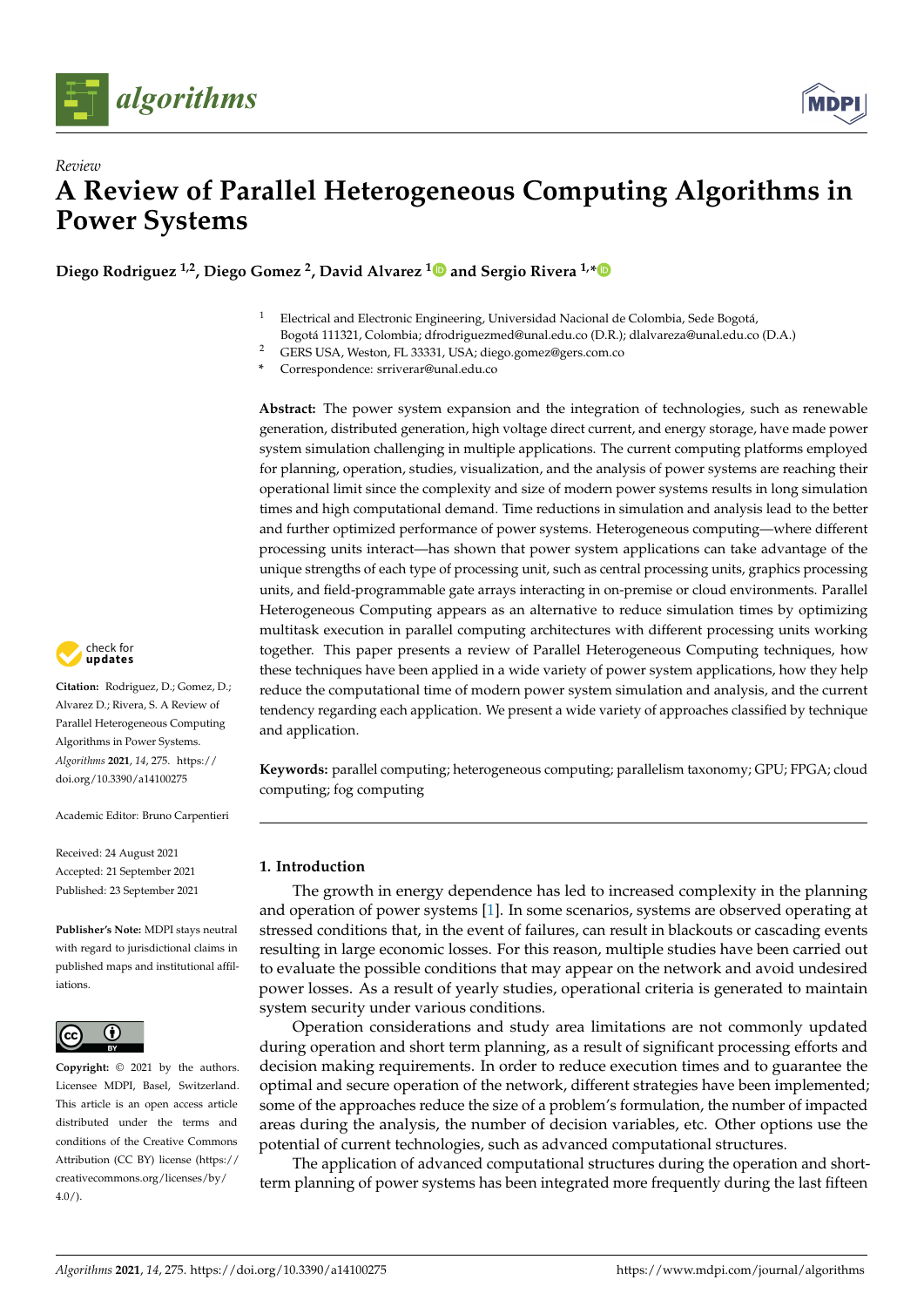Review

# A Review of Parallel Heterogeneous Computing Algorithms in Power Systems

**Diego Rodriguez [1,2], Diego Gomez [2], David Alvarez [1] and Sergio Rivera [1,*]**

[1] Electrical and Electronic Engineering, Universidad Nacional de Colombia, Sede Bogotá, Bogotá 111321, Colombia; dfrodriguezmed@unal.edu.co (D.R.); dlalvareza@unal.edu.co (D.A.)

[2] GERS USA, Weston, FL 33331, USA; diego.gomez@gers.com.co

\* Correspondence: srriverar@unal.edu.co

**Abstract:** The power system expansion and the integration of technologies, such as renewable generation, distributed generation, high voltage direct current, and energy storage, have made power system simulation challenging in multiple applications. The current computing platforms employed for planning, operation, studies, visualization, and the analysis of power systems are reaching their operational limit since the complexity and size of modern power systems results in long simulation times and high computational demand. Time reductions in simulation and analysis lead to the better and further optimized performance of power systems. Heterogeneous computing—where different processing units interact—has shown that power system applications can take advantage of the unique strengths of each type of processing unit, such as central processing units, graphics processing units, and field-programmable gate arrays interacting in on-premise or cloud environments. Parallel Heterogeneous Computing appears as an alternative to reduce simulation times by optimizing multitask execution in parallel computing architectures with different processing units working together. This paper presents a review of Parallel Heterogeneous Computing techniques, how these techniques have been applied in a wide variety of power system applications, how they help reduce the computational time of modern power system simulation and analysis, and the current tendency regarding each application. We present a wide variety of approaches classified by technique and application.

**Keywords:** parallel computing; heterogeneous computing; parallelism taxonomy; GPU; FPGA; cloud computing; fog computing

**Citation:** Rodriguez, D.; Gomez, D.; Alvarez D.; Rivera, S. A Review of Parallel Heterogeneous Computing Algorithms in Power Systems. *Algorithms* **2021**, *14*, 275. https://doi.org/10.3390/a14100275

Academic Editor: Bruno Carpentieri

Received: 24 August 2021
Accepted: 21 September 2021
Published: 23 September 2021

**Publisher's Note:** MDPI stays neutral with regard to jurisdictional claims in published maps and institutional affiliations.

**Copyright:** © 2021 by the authors. Licensee MDPI, Basel, Switzerland. This article is an open access article distributed under the terms and conditions of the Creative Commons Attribution (CC BY) license (https://creativecommons.org/licenses/by/4.0/).

## 1. Introduction

The growth in energy dependence has led to increased complexity in the planning and operation of power systems [1]. In some scenarios, systems are observed operating at stressed conditions that, in the event of failures, can result in blackouts or cascading events resulting in large economic losses. For this reason, multiple studies have been carried out to evaluate the possible conditions that may appear on the network and avoid undesired power losses. As a result of yearly studies, operational criteria is generated to maintain system security under various conditions.

Operation considerations and study area limitations are not commonly updated during operation and short term planning, as a result of significant processing efforts and decision making requirements. In order to reduce execution times and to guarantee the optimal and secure operation of the network, different strategies have been implemented; some of the approaches reduce the size of a problem's formulation, the number of impacted areas during the analysis, the number of decision variables, etc. Other options use the potential of current technologies, such as advanced computational structures.

The application of advanced computational structures during the operation and short-term planning of power systems has been integrated more frequently during the last fifteen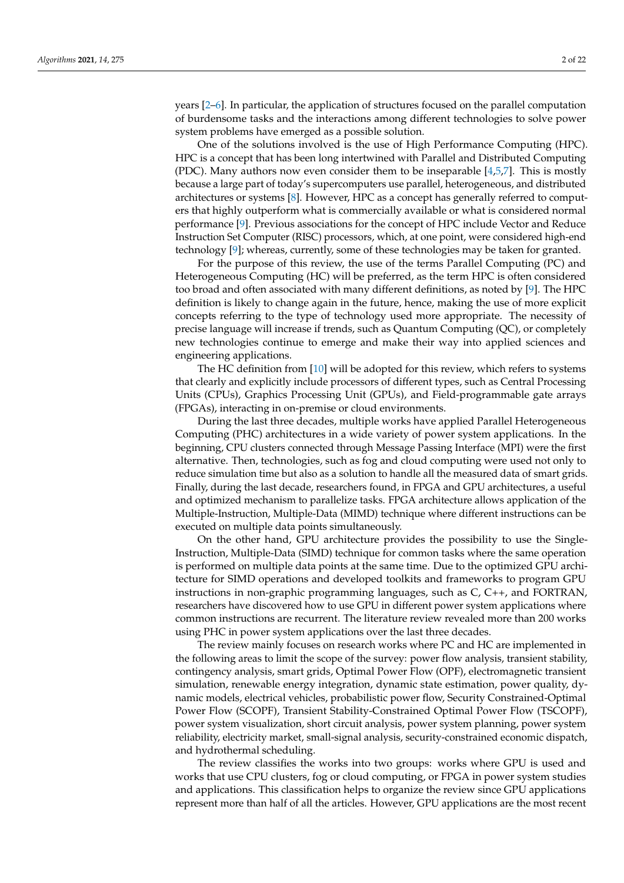years [2–6]. In particular, the application of structures focused on the parallel computation of burdensome tasks and the interactions among different technologies to solve power system problems have emerged as a possible solution.

One of the solutions involved is the use of High Performance Computing (HPC). HPC is a concept that has been long intertwined with Parallel and Distributed Computing (PDC). Many authors now even consider them to be inseparable [4,5,7]. This is mostly because a large part of today's supercomputers use parallel, heterogeneous, and distributed architectures or systems [8]. However, HPC as a concept has generally referred to computers that highly outperform what is commercially available or what is considered normal performance [9]. Previous associations for the concept of HPC include Vector and Reduce Instruction Set Computer (RISC) processors, which, at one point, were considered high-end technology [9]; whereas, currently, some of these technologies may be taken for granted.

For the purpose of this review, the use of the terms Parallel Computing (PC) and Heterogeneous Computing (HC) will be preferred, as the term HPC is often considered too broad and often associated with many different definitions, as noted by [9]. The HPC definition is likely to change again in the future, hence, making the use of more explicit concepts referring to the type of technology used more appropriate. The necessity of precise language will increase if trends, such as Quantum Computing (QC), or completely new technologies continue to emerge and make their way into applied sciences and engineering applications.

The HC definition from [10] will be adopted for this review, which refers to systems that clearly and explicitly include processors of different types, such as Central Processing Units (CPUs), Graphics Processing Unit (GPUs), and Field-programmable gate arrays (FPGAs), interacting in on-premise or cloud environments.

During the last three decades, multiple works have applied Parallel Heterogeneous Computing (PHC) architectures in a wide variety of power system applications. In the beginning, CPU clusters connected through Message Passing Interface (MPI) were the first alternative. Then, technologies, such as fog and cloud computing were used not only to reduce simulation time but also as a solution to handle all the measured data of smart grids. Finally, during the last decade, researchers found, in FPGA and GPU architectures, a useful and optimized mechanism to parallelize tasks. FPGA architecture allows application of the Multiple-Instruction, Multiple-Data (MIMD) technique where different instructions can be executed on multiple data points simultaneously.

On the other hand, GPU architecture provides the possibility to use the Single-Instruction, Multiple-Data (SIMD) technique for common tasks where the same operation is performed on multiple data points at the same time. Due to the optimized GPU architecture for SIMD operations and developed toolkits and frameworks to program GPU instructions in non-graphic programming languages, such as C, C++, and FORTRAN, researchers have discovered how to use GPU in different power system applications where common instructions are recurrent. The literature review revealed more than 200 works using PHC in power system applications over the last three decades.

The review mainly focuses on research works where PC and HC are implemented in the following areas to limit the scope of the survey: power flow analysis, transient stability, contingency analysis, smart grids, Optimal Power Flow (OPF), electromagnetic transient simulation, renewable energy integration, dynamic state estimation, power quality, dynamic models, electrical vehicles, probabilistic power flow, Security Constrained-Optimal Power Flow (SCOPF), Transient Stability-Constrained Optimal Power Flow (TSCOPF), power system visualization, short circuit analysis, power system planning, power system reliability, electricity market, small-signal analysis, security-constrained economic dispatch, and hydrothermal scheduling.

The review classifies the works into two groups: works where GPU is used and works that use CPU clusters, fog or cloud computing, or FPGA in power system studies and applications. This classification helps to organize the review since GPU applications represent more than half of all the articles. However, GPU applications are the most recent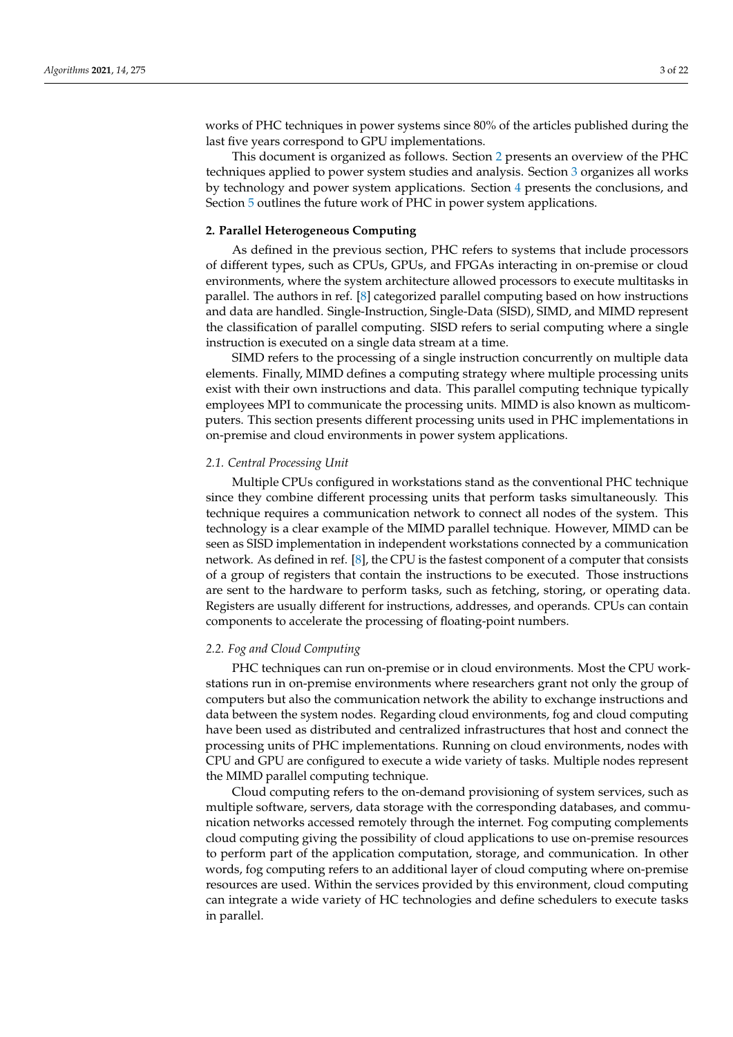works of PHC techniques in power systems since 80% of the articles published during the last five years correspond to GPU implementations.

This document is organized as follows. Section 2 presents an overview of the PHC techniques applied to power system studies and analysis. Section 3 organizes all works by technology and power system applications. Section 4 presents the conclusions, and Section 5 outlines the future work of PHC in power system applications.

## 2. Parallel Heterogeneous Computing

As defined in the previous section, PHC refers to systems that include processors of different types, such as CPUs, GPUs, and FPGAs interacting in on-premise or cloud environments, where the system architecture allowed processors to execute multitasks in parallel. The authors in ref. [8] categorized parallel computing based on how instructions and data are handled. Single-Instruction, Single-Data (SISD), SIMD, and MIMD represent the classification of parallel computing. SISD refers to serial computing where a single instruction is executed on a single data stream at a time.

SIMD refers to the processing of a single instruction concurrently on multiple data elements. Finally, MIMD defines a computing strategy where multiple processing units exist with their own instructions and data. This parallel computing technique typically employees MPI to communicate the processing units. MIMD is also known as multicomputers. This section presents different processing units used in PHC implementations in on-premise and cloud environments in power system applications.

### *2.1. Central Processing Unit*

Multiple CPUs configured in workstations stand as the conventional PHC technique since they combine different processing units that perform tasks simultaneously. This technique requires a communication network to connect all nodes of the system. This technology is a clear example of the MIMD parallel technique. However, MIMD can be seen as SISD implementation in independent workstations connected by a communication network. As defined in ref. [8], the CPU is the fastest component of a computer that consists of a group of registers that contain the instructions to be executed. Those instructions are sent to the hardware to perform tasks, such as fetching, storing, or operating data. Registers are usually different for instructions, addresses, and operands. CPUs can contain components to accelerate the processing of floating-point numbers.

### *2.2. Fog and Cloud Computing*

PHC techniques can run on-premise or in cloud environments. Most the CPU workstations run in on-premise environments where researchers grant not only the group of computers but also the communication network the ability to exchange instructions and data between the system nodes. Regarding cloud environments, fog and cloud computing have been used as distributed and centralized infrastructures that host and connect the processing units of PHC implementations. Running on cloud environments, nodes with CPU and GPU are configured to execute a wide variety of tasks. Multiple nodes represent the MIMD parallel computing technique.

Cloud computing refers to the on-demand provisioning of system services, such as multiple software, servers, data storage with the corresponding databases, and communication networks accessed remotely through the internet. Fog computing complements cloud computing giving the possibility of cloud applications to use on-premise resources to perform part of the application computation, storage, and communication. In other words, fog computing refers to an additional layer of cloud computing where on-premise resources are used. Within the services provided by this environment, cloud computing can integrate a wide variety of HC technologies and define schedulers to execute tasks in parallel.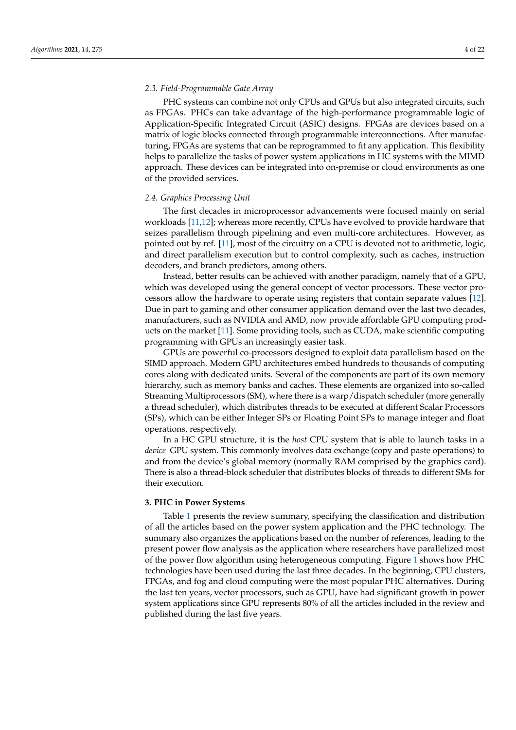### 2.3. Field-Programmable Gate Array

PHC systems can combine not only CPUs and GPUs but also integrated circuits, such as FPGAs. PHCs can take advantage of the high-performance programmable logic of Application-Specific Integrated Circuit (ASIC) designs. FPGAs are devices based on a matrix of logic blocks connected through programmable interconnections. After manufacturing, FPGAs are systems that can be reprogrammed to fit any application. This flexibility helps to parallelize the tasks of power system applications in HC systems with the MIMD approach. These devices can be integrated into on-premise or cloud environments as one of the provided services.

### 2.4. Graphics Processing Unit

The first decades in microprocessor advancements were focused mainly on serial workloads [11,12]; whereas more recently, CPUs have evolved to provide hardware that seizes parallelism through pipelining and even multi-core architectures. However, as pointed out by ref. [11], most of the circuitry on a CPU is devoted not to arithmetic, logic, and direct parallelism execution but to control complexity, such as caches, instruction decoders, and branch predictors, among others.

Instead, better results can be achieved with another paradigm, namely that of a GPU, which was developed using the general concept of vector processors. These vector processors allow the hardware to operate using registers that contain separate values [12]. Due in part to gaming and other consumer application demand over the last two decades, manufacturers, such as NVIDIA and AMD, now provide affordable GPU computing products on the market [11]. Some providing tools, such as CUDA, make scientific computing programming with GPUs an increasingly easier task.

GPUs are powerful co-processors designed to exploit data parallelism based on the SIMD approach. Modern GPU architectures embed hundreds to thousands of computing cores along with dedicated units. Several of the components are part of its own memory hierarchy, such as memory banks and caches. These elements are organized into so-called Streaming Multiprocessors (SM), where there is a warp/dispatch scheduler (more generally a thread scheduler), which distributes threads to be executed at different Scalar Processors (SPs), which can be either Integer SPs or Floating Point SPs to manage integer and float operations, respectively.

In a HC GPU structure, it is the *host* CPU system that is able to launch tasks in a *device* GPU system. This commonly involves data exchange (copy and paste operations) to and from the device's global memory (normally RAM comprised by the graphics card). There is also a thread-block scheduler that distributes blocks of threads to different SMs for their execution.

## 3. PHC in Power Systems

Table 1 presents the review summary, specifying the classification and distribution of all the articles based on the power system application and the PHC technology. The summary also organizes the applications based on the number of references, leading to the present power flow analysis as the application where researchers have parallelized most of the power flow algorithm using heterogeneous computing. Figure 1 shows how PHC technologies have been used during the last three decades. In the beginning, CPU clusters, FPGAs, and fog and cloud computing were the most popular PHC alternatives. During the last ten years, vector processors, such as GPU, have had significant growth in power system applications since GPU represents 80% of all the articles included in the review and published during the last five years.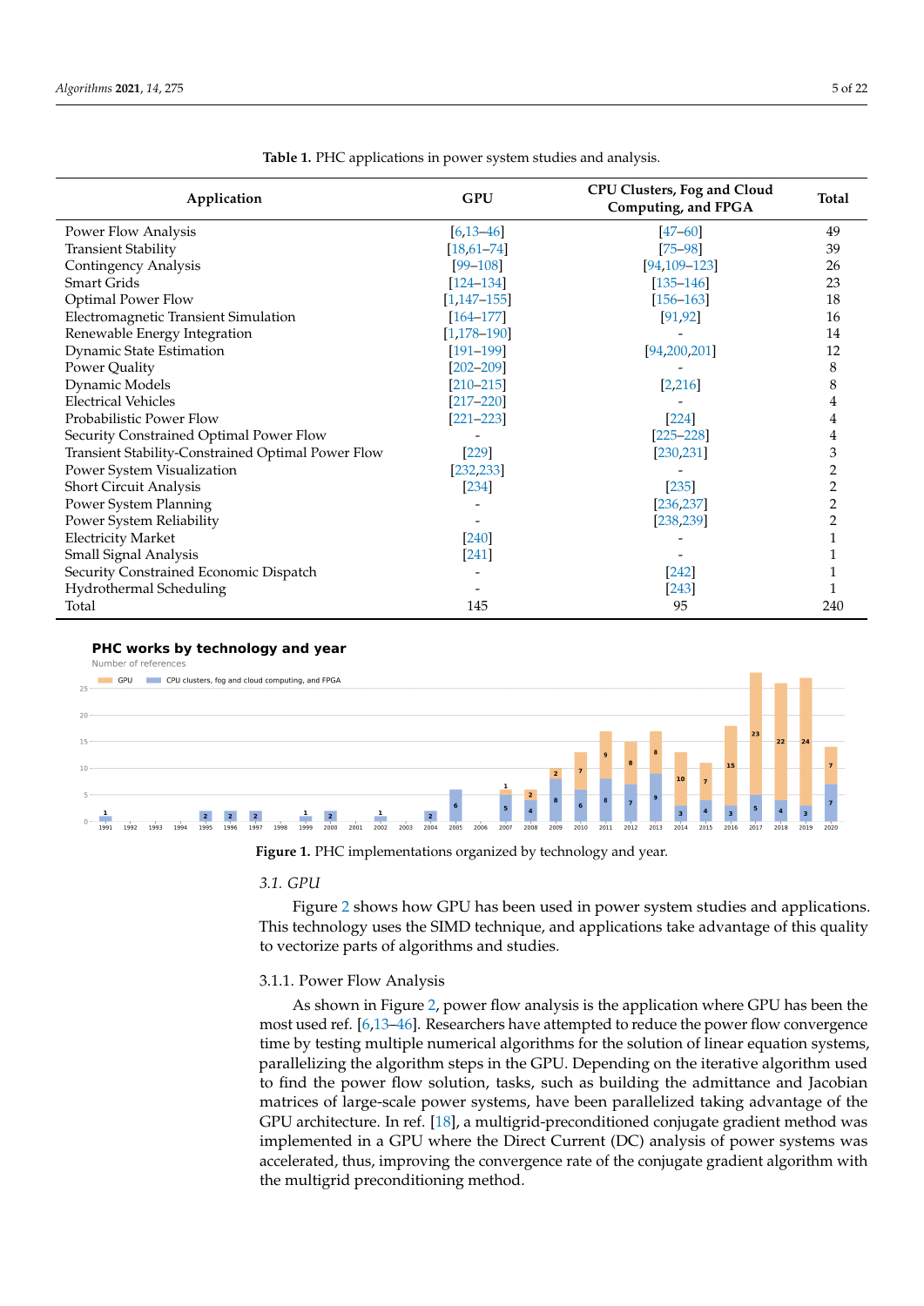**Table 1.** PHC applications in power system studies and analysis.

| Application | GPU | CPU Clusters, Fog and Cloud Computing, and FPGA | Total |
|---|---|---|---|
| Power Flow Analysis | [6,13–46] | [47–60] | 49 |
| Transient Stability | [18,61–74] | [75–98] | 39 |
| Contingency Analysis | [99–108] | [94,109–123] | 26 |
| Smart Grids | [124–134] | [135–146] | 23 |
| Optimal Power Flow | [1,147–155] | [156–163] | 18 |
| Electromagnetic Transient Simulation | [164–177] | [91,92] | 16 |
| Renewable Energy Integration | [1,178–190] | - | 14 |
| Dynamic State Estimation | [191–199] | [94,200,201] | 12 |
| Power Quality | [202–209] | - | 8 |
| Dynamic Models | [210–215] | [2,216] | 8 |
| Electrical Vehicles | [217–220] | - | 4 |
| Probabilistic Power Flow | [221–223] | [224] | 4 |
| Security Constrained Optimal Power Flow | - | [225–228] | 4 |
| Transient Stability-Constrained Optimal Power Flow | [229] | [230,231] | 3 |
| Power System Visualization | [232,233] | - | 2 |
| Short Circuit Analysis | [234] | [235] | 2 |
| Power System Planning | - | [236,237] | 2 |
| Power System Reliability | - | [238,239] | 2 |
| Electricity Market | [240] | - | 1 |
| Small Signal Analysis | [241] | - | 1 |
| Security Constrained Economic Dispatch | - | [242] | 1 |
| Hydrothermal Scheduling | - | [243] | 1 |
| Total | 145 | 95 | 240 |

**PHC works by technology and year**

Number of references

| Year | GPU | CPU clusters, fog and cloud computing, and FPGA |
|---|---|---|
| 1991 | | 1 |
| 1995 | | 2 |
| 1996 | | 2 |
| 1997 | | 2 |
| 1999 | | 1 |
| 2000 | | 2 |
| 2002 | | 1 |
| 2004 | | 2 |
| 2005 | | 6 |
| 2007 | 1 | 5 |
| 2008 | 2 | 4 |
| 2009 | 2 | 8 |
| 2010 | 7 | 6 |
| 2011 | 9 | 8 |
| 2012 | 8 | 7 |
| 2013 | 8 | 9 |
| 2014 | 10 | 3 |
| 2015 | 7 | 4 |
| 2016 | 15 | 3 |
| 2017 | 23 | 5 |
| 2018 | 22 | 4 |
| 2019 | 24 | 3 |
| 2020 | 7 | 7 |

**Figure 1.** PHC implementations organized by technology and year.

### 3.1. GPU

Figure 2 shows how GPU has been used in power system studies and applications. This technology uses the SIMD technique, and applications take advantage of this quality to vectorize parts of algorithms and studies.

#### 3.1.1. Power Flow Analysis

As shown in Figure 2, power flow analysis is the application where GPU has been the most used ref. [6,13–46]. Researchers have attempted to reduce the power flow convergence time by testing multiple numerical algorithms for the solution of linear equation systems, parallelizing the algorithm steps in the GPU. Depending on the iterative algorithm used to find the power flow solution, tasks, such as building the admittance and Jacobian matrices of large-scale power systems, have been parallelized taking advantage of the GPU architecture. In ref. [18], a multigrid-preconditioned conjugate gradient method was implemented in a GPU where the Direct Current (DC) analysis of power systems was accelerated, thus, improving the convergence rate of the conjugate gradient algorithm with the multigrid preconditioning method.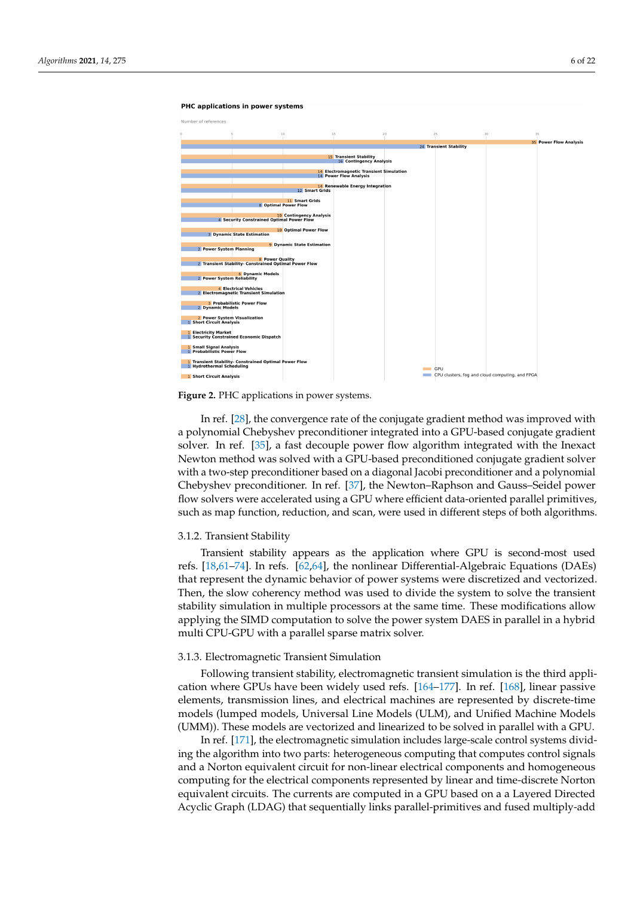**Figure 2.** PHC applications in power systems.

In ref. [28], the convergence rate of the conjugate gradient method was improved with a polynomial Chebyshev preconditioner integrated into a GPU-based conjugate gradient solver. In ref. [35], a fast decouple power flow algorithm integrated with the Inexact Newton method was solved with a GPU-based preconditioned conjugate gradient solver with a two-step preconditioner based on a diagonal Jacobi preconditioner and a polynomial Chebyshev preconditioner. In ref. [37], the Newton–Raphson and Gauss–Seidel power flow solvers were accelerated using a GPU where efficient data-oriented parallel primitives, such as map function, reduction, and scan, were used in different steps of both algorithms.

### 3.1.2. Transient Stability

Transient stability appears as the application where GPU is second-most used refs. [18,61–74]. In refs. [62,64], the nonlinear Differential-Algebraic Equations (DAEs) that represent the dynamic behavior of power systems were discretized and vectorized. Then, the slow coherency method was used to divide the system to solve the transient stability simulation in multiple processors at the same time. These modifications allow applying the SIMD computation to solve the power system DAES in parallel in a hybrid multi CPU-GPU with a parallel sparse matrix solver.

### 3.1.3. Electromagnetic Transient Simulation

Following transient stability, electromagnetic transient simulation is the third application where GPUs have been widely used refs. [164–177]. In ref. [168], linear passive elements, transmission lines, and electrical machines are represented by discrete-time models (lumped models, Universal Line Models (ULM), and Unified Machine Models (UMM)). These models are vectorized and linearized to be solved in parallel with a GPU.

In ref. [171], the electromagnetic simulation includes large-scale control systems dividing the algorithm into two parts: heterogeneous computing that computes control signals and a Norton equivalent circuit for non-linear electrical components and homogeneous computing for the electrical components represented by linear and time-discrete Norton equivalent circuits. The currents are computed in a GPU based on a a Layered Directed Acyclic Graph (LDAG) that sequentially links parallel-primitives and fused multiply-add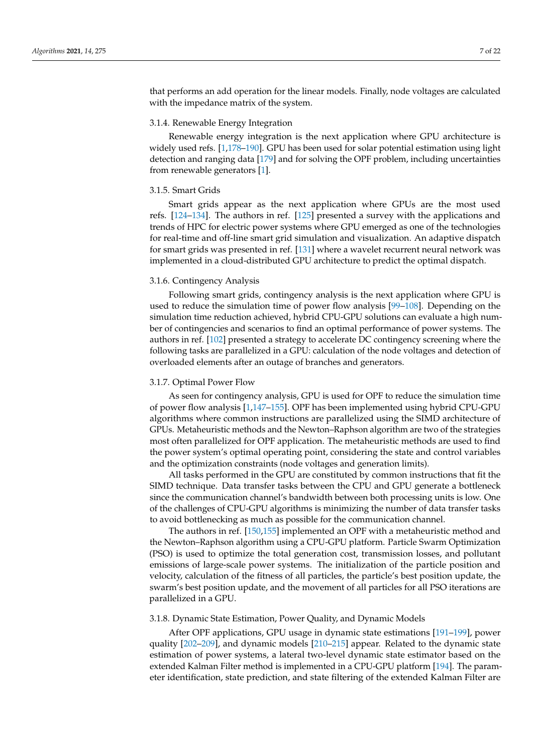that performs an add operation for the linear models. Finally, node voltages are calculated with the impedance matrix of the system.

#### 3.1.4. Renewable Energy Integration

Renewable energy integration is the next application where GPU architecture is widely used refs. [1,178–190]. GPU has been used for solar potential estimation using light detection and ranging data [179] and for solving the OPF problem, including uncertainties from renewable generators [1].

#### 3.1.5. Smart Grids

Smart grids appear as the next application where GPUs are the most used refs. [124–134]. The authors in ref. [125] presented a survey with the applications and trends of HPC for electric power systems where GPU emerged as one of the technologies for real-time and off-line smart grid simulation and visualization. An adaptive dispatch for smart grids was presented in ref. [131] where a wavelet recurrent neural network was implemented in a cloud-distributed GPU architecture to predict the optimal dispatch.

#### 3.1.6. Contingency Analysis

Following smart grids, contingency analysis is the next application where GPU is used to reduce the simulation time of power flow analysis [99–108]. Depending on the simulation time reduction achieved, hybrid CPU-GPU solutions can evaluate a high number of contingencies and scenarios to find an optimal performance of power systems. The authors in ref. [102] presented a strategy to accelerate DC contingency screening where the following tasks are parallelized in a GPU: calculation of the node voltages and detection of overloaded elements after an outage of branches and generators.

#### 3.1.7. Optimal Power Flow

As seen for contingency analysis, GPU is used for OPF to reduce the simulation time of power flow analysis [1,147–155]. OPF has been implemented using hybrid CPU-GPU algorithms where common instructions are parallelized using the SIMD architecture of GPUs. Metaheuristic methods and the Newton–Raphson algorithm are two of the strategies most often parallelized for OPF application. The metaheuristic methods are used to find the power system's optimal operating point, considering the state and control variables and the optimization constraints (node voltages and generation limits).

All tasks performed in the GPU are constituted by common instructions that fit the SIMD technique. Data transfer tasks between the CPU and GPU generate a bottleneck since the communication channel's bandwidth between both processing units is low. One of the challenges of CPU-GPU algorithms is minimizing the number of data transfer tasks to avoid bottlenecking as much as possible for the communication channel.

The authors in ref. [150,155] implemented an OPF with a metaheuristic method and the Newton–Raphson algorithm using a CPU-GPU platform. Particle Swarm Optimization (PSO) is used to optimize the total generation cost, transmission losses, and pollutant emissions of large-scale power systems. The initialization of the particle position and velocity, calculation of the fitness of all particles, the particle's best position update, the swarm's best position update, and the movement of all particles for all PSO iterations are parallelized in a GPU.

#### 3.1.8. Dynamic State Estimation, Power Quality, and Dynamic Models

After OPF applications, GPU usage in dynamic state estimations [191–199], power quality [202–209], and dynamic models [210–215] appear. Related to the dynamic state estimation of power systems, a lateral two-level dynamic state estimator based on the extended Kalman Filter method is implemented in a CPU-GPU platform [194]. The parameter identification, state prediction, and state filtering of the extended Kalman Filter are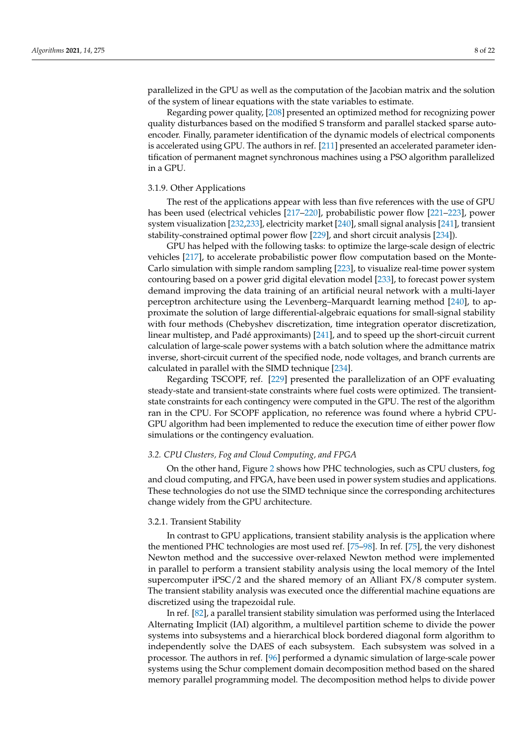parallelized in the GPU as well as the computation of the Jacobian matrix and the solution of the system of linear equations with the state variables to estimate.

Regarding power quality, [208] presented an optimized method for recognizing power quality disturbances based on the modified S transform and parallel stacked sparse autoencoder. Finally, parameter identification of the dynamic models of electrical components is accelerated using GPU. The authors in ref. [211] presented an accelerated parameter identification of permanent magnet synchronous machines using a PSO algorithm parallelized in a GPU.

#### 3.1.9. Other Applications

The rest of the applications appear with less than five references with the use of GPU has been used (electrical vehicles [217–220], probabilistic power flow [221–223], power system visualization [232,233], electricity market [240], small signal analysis [241], transient stability-constrained optimal power flow [229], and short circuit analysis [234]).

GPU has helped with the following tasks: to optimize the large-scale design of electric vehicles [217], to accelerate probabilistic power flow computation based on the Monte-Carlo simulation with simple random sampling [223], to visualize real-time power system contouring based on a power grid digital elevation model [233], to forecast power system demand improving the data training of an artificial neural network with a multi-layer perceptron architecture using the Levenberg–Marquardt learning method [240], to approximate the solution of large differential-algebraic equations for small-signal stability with four methods (Chebyshev discretization, time integration operator discretization, linear multistep, and Padé approximants) [241], and to speed up the short-circuit current calculation of large-scale power systems with a batch solution where the admittance matrix inverse, short-circuit current of the specified node, node voltages, and branch currents are calculated in parallel with the SIMD technique [234].

Regarding TSCOPF, ref. [229] presented the parallelization of an OPF evaluating steady-state and transient-state constraints where fuel costs were optimized. The transient-state constraints for each contingency were computed in the GPU. The rest of the algorithm ran in the CPU. For SCOPF application, no reference was found where a hybrid CPU-GPU algorithm had been implemented to reduce the execution time of either power flow simulations or the contingency evaluation.

### 3.2. CPU Clusters, Fog and Cloud Computing, and FPGA

On the other hand, Figure 2 shows how PHC technologies, such as CPU clusters, fog and cloud computing, and FPGA, have been used in power system studies and applications. These technologies do not use the SIMD technique since the corresponding architectures change widely from the GPU architecture.

#### 3.2.1. Transient Stability

In contrast to GPU applications, transient stability analysis is the application where the mentioned PHC technologies are most used ref. [75–98]. In ref. [75], the very dishonest Newton method and the successive over-relaxed Newton method were implemented in parallel to perform a transient stability analysis using the local memory of the Intel supercomputer iPSC/2 and the shared memory of an Alliant FX/8 computer system. The transient stability analysis was executed once the differential machine equations are discretized using the trapezoidal rule.

In ref. [82], a parallel transient stability simulation was performed using the Interlaced Alternating Implicit (IAI) algorithm, a multilevel partition scheme to divide the power systems into subsystems and a hierarchical block bordered diagonal form algorithm to independently solve the DAES of each subsystem. Each subsystem was solved in a processor. The authors in ref. [96] performed a dynamic simulation of large-scale power systems using the Schur complement domain decomposition method based on the shared memory parallel programming model. The decomposition method helps to divide power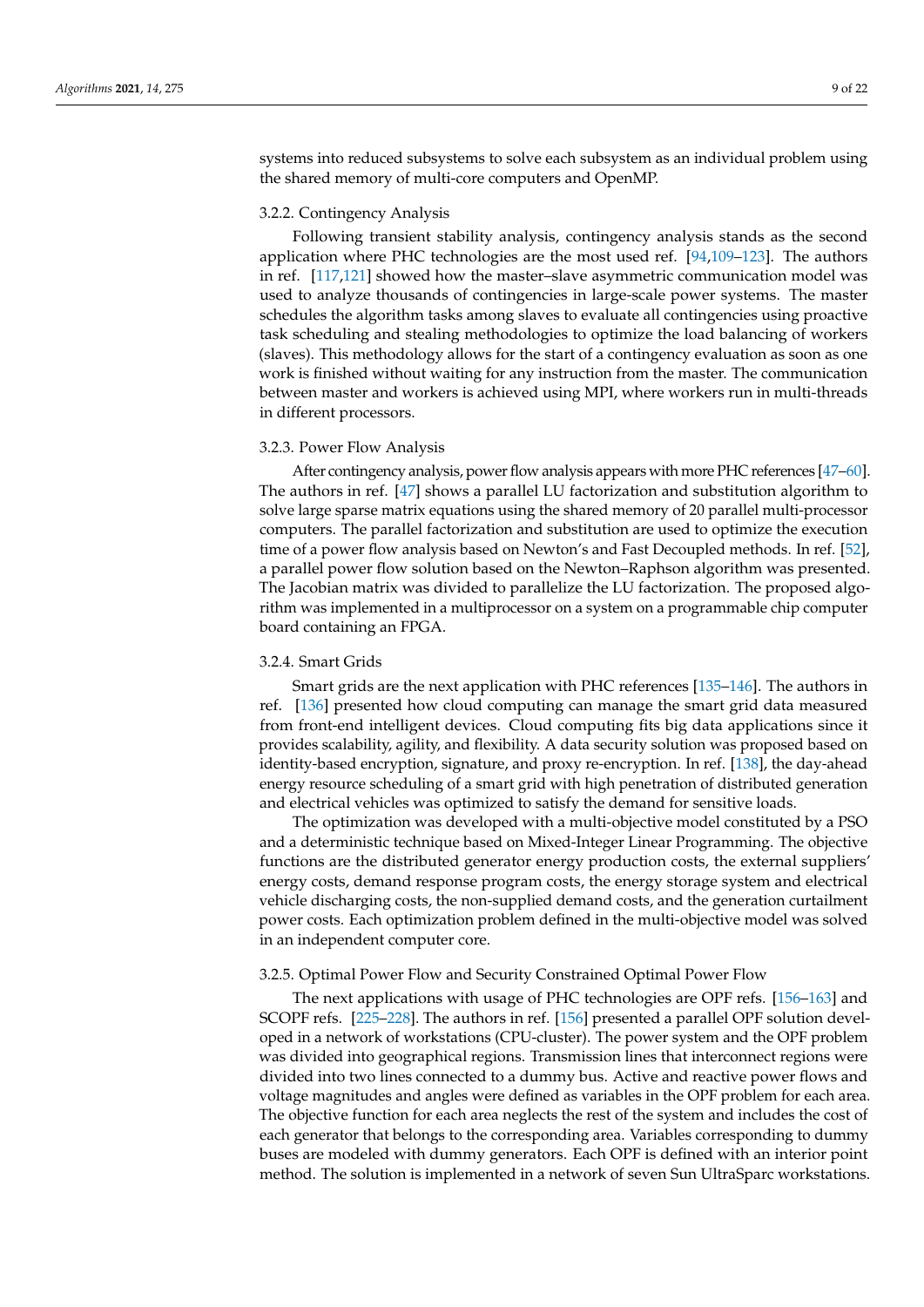systems into reduced subsystems to solve each subsystem as an individual problem using the shared memory of multi-core computers and OpenMP.

### 3.2.2. Contingency Analysis

Following transient stability analysis, contingency analysis stands as the second application where PHC technologies are the most used ref. [94,109–123]. The authors in ref. [117,121] showed how the master–slave asymmetric communication model was used to analyze thousands of contingencies in large-scale power systems. The master schedules the algorithm tasks among slaves to evaluate all contingencies using proactive task scheduling and stealing methodologies to optimize the load balancing of workers (slaves). This methodology allows for the start of a contingency evaluation as soon as one work is finished without waiting for any instruction from the master. The communication between master and workers is achieved using MPI, where workers run in multi-threads in different processors.

### 3.2.3. Power Flow Analysis

After contingency analysis, power flow analysis appears with more PHC references [47–60]. The authors in ref. [47] shows a parallel LU factorization and substitution algorithm to solve large sparse matrix equations using the shared memory of 20 parallel multi-processor computers. The parallel factorization and substitution are used to optimize the execution time of a power flow analysis based on Newton's and Fast Decoupled methods. In ref. [52], a parallel power flow solution based on the Newton–Raphson algorithm was presented. The Jacobian matrix was divided to parallelize the LU factorization. The proposed algorithm was implemented in a multiprocessor on a system on a programmable chip computer board containing an FPGA.

### 3.2.4. Smart Grids

Smart grids are the next application with PHC references [135–146]. The authors in ref. [136] presented how cloud computing can manage the smart grid data measured from front-end intelligent devices. Cloud computing fits big data applications since it provides scalability, agility, and flexibility. A data security solution was proposed based on identity-based encryption, signature, and proxy re-encryption. In ref. [138], the day-ahead energy resource scheduling of a smart grid with high penetration of distributed generation and electrical vehicles was optimized to satisfy the demand for sensitive loads.

The optimization was developed with a multi-objective model constituted by a PSO and a deterministic technique based on Mixed-Integer Linear Programming. The objective functions are the distributed generator energy production costs, the external suppliers' energy costs, demand response program costs, the energy storage system and electrical vehicle discharging costs, the non-supplied demand costs, and the generation curtailment power costs. Each optimization problem defined in the multi-objective model was solved in an independent computer core.

### 3.2.5. Optimal Power Flow and Security Constrained Optimal Power Flow

The next applications with usage of PHC technologies are OPF refs. [156–163] and SCOPF refs. [225–228]. The authors in ref. [156] presented a parallel OPF solution developed in a network of workstations (CPU-cluster). The power system and the OPF problem was divided into geographical regions. Transmission lines that interconnect regions were divided into two lines connected to a dummy bus. Active and reactive power flows and voltage magnitudes and angles were defined as variables in the OPF problem for each area. The objective function for each area neglects the rest of the system and includes the cost of each generator that belongs to the corresponding area. Variables corresponding to dummy buses are modeled with dummy generators. Each OPF is defined with an interior point method. The solution is implemented in a network of seven Sun UltraSparc workstations.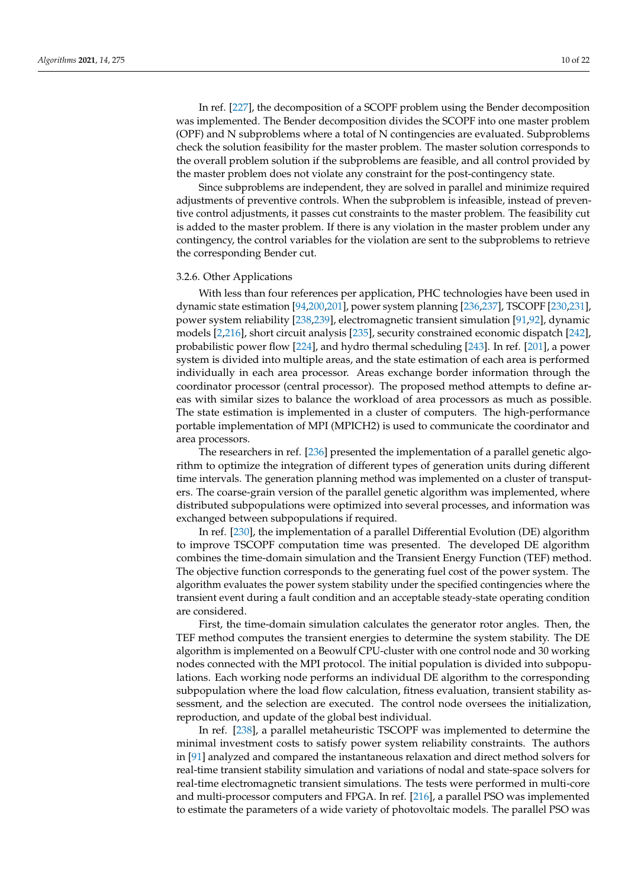In ref. [227], the decomposition of a SCOPF problem using the Bender decomposition was implemented. The Bender decomposition divides the SCOPF into one master problem (OPF) and N subproblems where a total of N contingencies are evaluated. Subproblems check the solution feasibility for the master problem. The master solution corresponds to the overall problem solution if the subproblems are feasible, and all control provided by the master problem does not violate any constraint for the post-contingency state.

Since subproblems are independent, they are solved in parallel and minimize required adjustments of preventive controls. When the subproblem is infeasible, instead of preventive control adjustments, it passes cut constraints to the master problem. The feasibility cut is added to the master problem. If there is any violation in the master problem under any contingency, the control variables for the violation are sent to the subproblems to retrieve the corresponding Bender cut.

#### 3.2.6. Other Applications

With less than four references per application, PHC technologies have been used in dynamic state estimation [94,200,201], power system planning [236,237], TSCOPF [230,231], power system reliability [238,239], electromagnetic transient simulation [91,92], dynamic models [2,216], short circuit analysis [235], security constrained economic dispatch [242], probabilistic power flow [224], and hydro thermal scheduling [243]. In ref. [201], a power system is divided into multiple areas, and the state estimation of each area is performed individually in each area processor. Areas exchange border information through the coordinator processor (central processor). The proposed method attempts to define areas with similar sizes to balance the workload of area processors as much as possible. The state estimation is implemented in a cluster of computers. The high-performance portable implementation of MPI (MPICH2) is used to communicate the coordinator and area processors.

The researchers in ref. [236] presented the implementation of a parallel genetic algorithm to optimize the integration of different types of generation units during different time intervals. The generation planning method was implemented on a cluster of transputers. The coarse-grain version of the parallel genetic algorithm was implemented, where distributed subpopulations were optimized into several processes, and information was exchanged between subpopulations if required.

In ref. [230], the implementation of a parallel Differential Evolution (DE) algorithm to improve TSCOPF computation time was presented. The developed DE algorithm combines the time-domain simulation and the Transient Energy Function (TEF) method. The objective function corresponds to the generating fuel cost of the power system. The algorithm evaluates the power system stability under the specified contingencies where the transient event during a fault condition and an acceptable steady-state operating condition are considered.

First, the time-domain simulation calculates the generator rotor angles. Then, the TEF method computes the transient energies to determine the system stability. The DE algorithm is implemented on a Beowulf CPU-cluster with one control node and 30 working nodes connected with the MPI protocol. The initial population is divided into subpopulations. Each working node performs an individual DE algorithm to the corresponding subpopulation where the load flow calculation, fitness evaluation, transient stability assessment, and the selection are executed. The control node oversees the initialization, reproduction, and update of the global best individual.

In ref. [238], a parallel metaheuristic TSCOPF was implemented to determine the minimal investment costs to satisfy power system reliability constraints. The authors in [91] analyzed and compared the instantaneous relaxation and direct method solvers for real-time transient stability simulation and variations of nodal and state-space solvers for real-time electromagnetic transient simulations. The tests were performed in multi-core and multi-processor computers and FPGA. In ref. [216], a parallel PSO was implemented to estimate the parameters of a wide variety of photovoltaic models. The parallel PSO was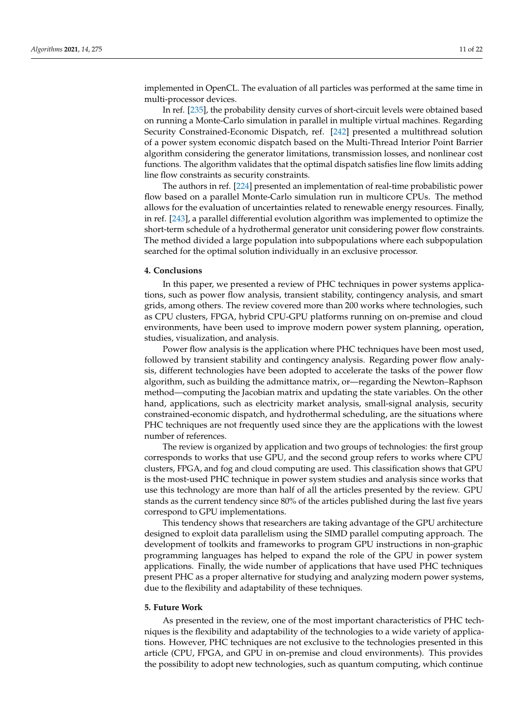implemented in OpenCL. The evaluation of all particles was performed at the same time in multi-processor devices.

In ref. [235], the probability density curves of short-circuit levels were obtained based on running a Monte-Carlo simulation in parallel in multiple virtual machines. Regarding Security Constrained-Economic Dispatch, ref. [242] presented a multithread solution of a power system economic dispatch based on the Multi-Thread Interior Point Barrier algorithm considering the generator limitations, transmission losses, and nonlinear cost functions. The algorithm validates that the optimal dispatch satisfies line flow limits adding line flow constraints as security constraints.

The authors in ref. [224] presented an implementation of real-time probabilistic power flow based on a parallel Monte-Carlo simulation run in multicore CPUs. The method allows for the evaluation of uncertainties related to renewable energy resources. Finally, in ref. [243], a parallel differential evolution algorithm was implemented to optimize the short-term schedule of a hydrothermal generator unit considering power flow constraints. The method divided a large population into subpopulations where each subpopulation searched for the optimal solution individually in an exclusive processor.

## 4. Conclusions

In this paper, we presented a review of PHC techniques in power systems applications, such as power flow analysis, transient stability, contingency analysis, and smart grids, among others. The review covered more than 200 works where technologies, such as CPU clusters, FPGA, hybrid CPU-GPU platforms running on on-premise and cloud environments, have been used to improve modern power system planning, operation, studies, visualization, and analysis.

Power flow analysis is the application where PHC techniques have been most used, followed by transient stability and contingency analysis. Regarding power flow analysis, different technologies have been adopted to accelerate the tasks of the power flow algorithm, such as building the admittance matrix, or—regarding the Newton–Raphson method—computing the Jacobian matrix and updating the state variables. On the other hand, applications, such as electricity market analysis, small-signal analysis, security constrained-economic dispatch, and hydrothermal scheduling, are the situations where PHC techniques are not frequently used since they are the applications with the lowest number of references.

The review is organized by application and two groups of technologies: the first group corresponds to works that use GPU, and the second group refers to works where CPU clusters, FPGA, and fog and cloud computing are used. This classification shows that GPU is the most-used PHC technique in power system studies and analysis since works that use this technology are more than half of all the articles presented by the review. GPU stands as the current tendency since 80% of the articles published during the last five years correspond to GPU implementations.

This tendency shows that researchers are taking advantage of the GPU architecture designed to exploit data parallelism using the SIMD parallel computing approach. The development of toolkits and frameworks to program GPU instructions in non-graphic programming languages has helped to expand the role of the GPU in power system applications. Finally, the wide number of applications that have used PHC techniques present PHC as a proper alternative for studying and analyzing modern power systems, due to the flexibility and adaptability of these techniques.

## 5. Future Work

As presented in the review, one of the most important characteristics of PHC techniques is the flexibility and adaptability of the technologies to a wide variety of applications. However, PHC techniques are not exclusive to the technologies presented in this article (CPU, FPGA, and GPU in on-premise and cloud environments). This provides the possibility to adopt new technologies, such as quantum computing, which continue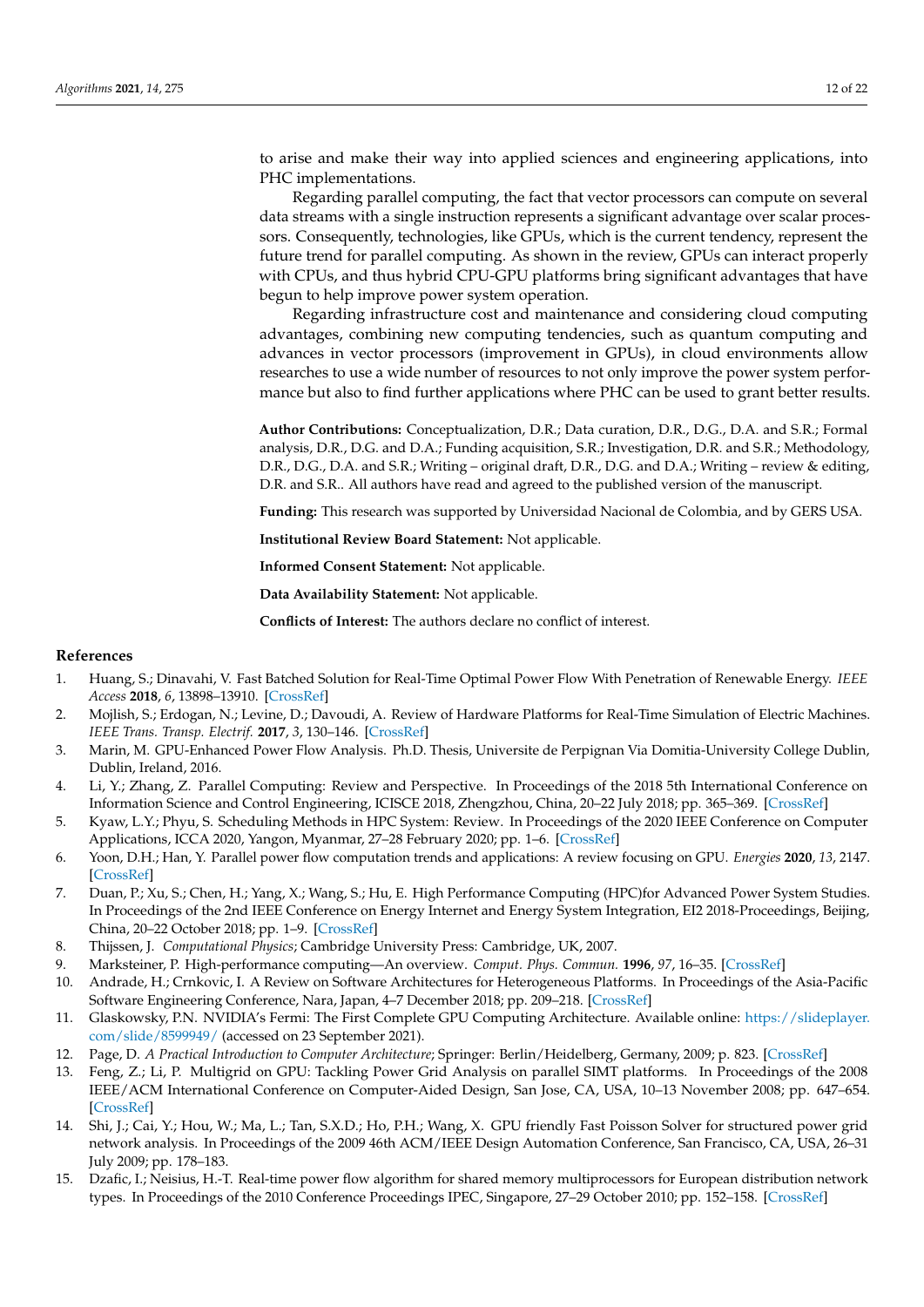to arise and make their way into applied sciences and engineering applications, into PHC implementations.

Regarding parallel computing, the fact that vector processors can compute on several data streams with a single instruction represents a significant advantage over scalar processors. Consequently, technologies, like GPUs, which is the current tendency, represent the future trend for parallel computing. As shown in the review, GPUs can interact properly with CPUs, and thus hybrid CPU-GPU platforms bring significant advantages that have begun to help improve power system operation.

Regarding infrastructure cost and maintenance and considering cloud computing advantages, combining new computing tendencies, such as quantum computing and advances in vector processors (improvement in GPUs), in cloud environments allow researches to use a wide number of resources to not only improve the power system performance but also to find further applications where PHC can be used to grant better results.

**Author Contributions:** Conceptualization, D.R.; Data curation, D.R., D.G., D.A. and S.R.; Formal analysis, D.R., D.G. and D.A.; Funding acquisition, S.R.; Investigation, D.R. and S.R.; Methodology, D.R., D.G., D.A. and S.R.; Writing – original draft, D.R., D.G. and D.A.; Writing – review & editing, D.R. and S.R.. All authors have read and agreed to the published version of the manuscript.

**Funding:** This research was supported by Universidad Nacional de Colombia, and by GERS USA.

**Institutional Review Board Statement:** Not applicable.

**Informed Consent Statement:** Not applicable.

**Data Availability Statement:** Not applicable.

**Conflicts of Interest:** The authors declare no conflict of interest.

## References

1. Huang, S.; Dinavahi, V. Fast Batched Solution for Real-Time Optimal Power Flow With Penetration of Renewable Energy. *IEEE Access* **2018**, *6*, 13898–13910. [CrossRef]
2. Mojlish, S.; Erdogan, N.; Levine, D.; Davoudi, A. Review of Hardware Platforms for Real-Time Simulation of Electric Machines. *IEEE Trans. Transp. Electrif.* **2017**, *3*, 130–146. [CrossRef]
3. Marin, M. GPU-Enhanced Power Flow Analysis. Ph.D. Thesis, Universite de Perpignan Via Domitia-University College Dublin, Dublin, Ireland, 2016.
4. Li, Y.; Zhang, Z. Parallel Computing: Review and Perspective. In Proceedings of the 2018 5th International Conference on Information Science and Control Engineering, ICISCE 2018, Zhengzhou, China, 20–22 July 2018; pp. 365–369. [CrossRef]
5. Kyaw, L.Y.; Phyu, S. Scheduling Methods in HPC System: Review. In Proceedings of the 2020 IEEE Conference on Computer Applications, ICCA 2020, Yangon, Myanmar, 27–28 February 2020; pp. 1–6. [CrossRef]
6. Yoon, D.H.; Han, Y. Parallel power flow computation trends and applications: A review focusing on GPU. *Energies* **2020**, *13*, 2147. [CrossRef]
7. Duan, P.; Xu, S.; Chen, H.; Yang, X.; Wang, S.; Hu, E. High Performance Computing (HPC)for Advanced Power System Studies. In Proceedings of the 2nd IEEE Conference on Energy Internet and Energy System Integration, EI2 2018-Proceedings, Beijing, China, 20–22 October 2018; pp. 1–9. [CrossRef]
8. Thijssen, J. *Computational Physics*; Cambridge University Press: Cambridge, UK, 2007.
9. Marksteiner, P. High-performance computing—An overview. *Comput. Phys. Commun.* **1996**, *97*, 16–35. [CrossRef]
10. Andrade, H.; Crnkovic, I. A Review on Software Architectures for Heterogeneous Platforms. In Proceedings of the Asia-Pacific Software Engineering Conference, Nara, Japan, 4–7 December 2018; pp. 209–218. [CrossRef]
11. Glaskowsky, P.N. NVIDIA's Fermi: The First Complete GPU Computing Architecture. Available online: https://slideplayer.com/slide/8599949/ (accessed on 23 September 2021).
12. Page, D. *A Practical Introduction to Computer Architecture*; Springer: Berlin/Heidelberg, Germany, 2009; p. 823. [CrossRef]
13. Feng, Z.; Li, P. Multigrid on GPU: Tackling Power Grid Analysis on parallel SIMT platforms. In Proceedings of the 2008 IEEE/ACM International Conference on Computer-Aided Design, San Jose, CA, USA, 10–13 November 2008; pp. 647–654. [CrossRef]
14. Shi, J.; Cai, Y.; Hou, W.; Ma, L.; Tan, S.X.D.; Ho, P.H.; Wang, X. GPU friendly Fast Poisson Solver for structured power grid network analysis. In Proceedings of the 2009 46th ACM/IEEE Design Automation Conference, San Francisco, CA, USA, 26–31 July 2009; pp. 178–183.
15. Dzafic, I.; Neisius, H.-T. Real-time power flow algorithm for shared memory multiprocessors for European distribution network types. In Proceedings of the 2010 Conference Proceedings IPEC, Singapore, 27–29 October 2010; pp. 152–158. [CrossRef]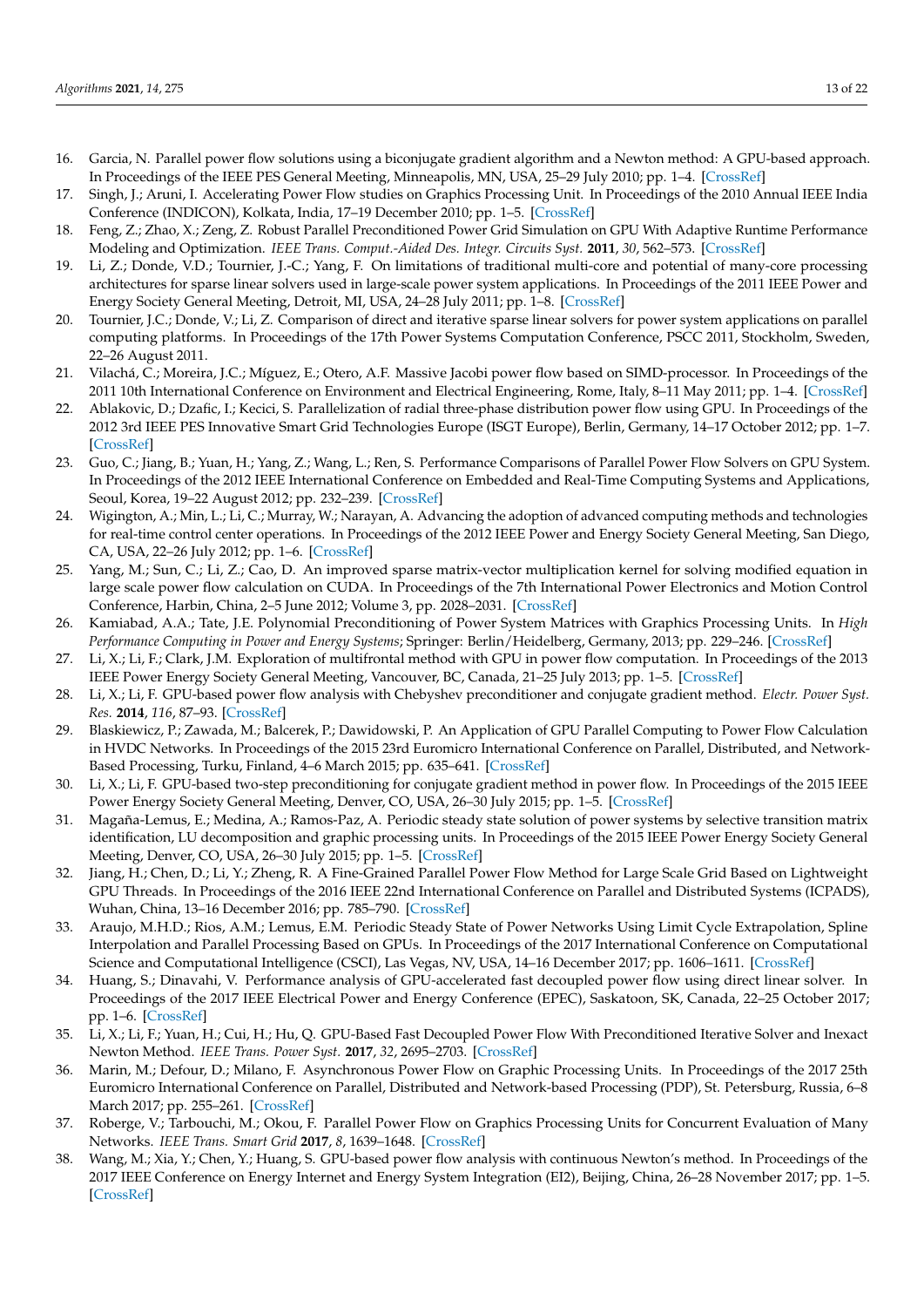16. Garcia, N. Parallel power flow solutions using a biconjugate gradient algorithm and a Newton method: A GPU-based approach. In Proceedings of the IEEE PES General Meeting, Minneapolis, MN, USA, 25–29 July 2010; pp. 1–4. [CrossRef]
17. Singh, J.; Aruni, I. Accelerating Power Flow studies on Graphics Processing Unit. In Proceedings of the 2010 Annual IEEE India Conference (INDICON), Kolkata, India, 17–19 December 2010; pp. 1–5. [CrossRef]
18. Feng, Z.; Zhao, X.; Zeng, Z. Robust Parallel Preconditioned Power Grid Simulation on GPU With Adaptive Runtime Performance Modeling and Optimization. *IEEE Trans. Comput.-Aided Des. Integr. Circuits Syst.* **2011**, *30*, 562–573. [CrossRef]
19. Li, Z.; Donde, V.D.; Tournier, J.-C.; Yang, F. On limitations of traditional multi-core and potential of many-core processing architectures for sparse linear solvers used in large-scale power system applications. In Proceedings of the 2011 IEEE Power and Energy Society General Meeting, Detroit, MI, USA, 24–28 July 2011; pp. 1–8. [CrossRef]
20. Tournier, J.C.; Donde, V.; Li, Z. Comparison of direct and iterative sparse linear solvers for power system applications on parallel computing platforms. In Proceedings of the 17th Power Systems Computation Conference, PSCC 2011, Stockholm, Sweden, 22–26 August 2011.
21. Vilachá, C.; Moreira, J.C.; Míguez, E.; Otero, A.F. Massive Jacobi power flow based on SIMD-processor. In Proceedings of the 2011 10th International Conference on Environment and Electrical Engineering, Rome, Italy, 8–11 May 2011; pp. 1–4. [CrossRef]
22. Ablakovic, D.; Dzafic, I.; Kecici, S. Parallelization of radial three-phase distribution power flow using GPU. In Proceedings of the 2012 3rd IEEE PES Innovative Smart Grid Technologies Europe (ISGT Europe), Berlin, Germany, 14–17 October 2012; pp. 1–7. [CrossRef]
23. Guo, C.; Jiang, B.; Yuan, H.; Yang, Z.; Wang, L.; Ren, S. Performance Comparisons of Parallel Power Flow Solvers on GPU System. In Proceedings of the 2012 IEEE International Conference on Embedded and Real-Time Computing Systems and Applications, Seoul, Korea, 19–22 August 2012; pp. 232–239. [CrossRef]
24. Wigington, A.; Min, L.; Li, C.; Murray, W.; Narayan, A. Advancing the adoption of advanced computing methods and technologies for real-time control center operations. In Proceedings of the 2012 IEEE Power and Energy Society General Meeting, San Diego, CA, USA, 22–26 July 2012; pp. 1–6. [CrossRef]
25. Yang, M.; Sun, C.; Li, Z.; Cao, D. An improved sparse matrix-vector multiplication kernel for solving modified equation in large scale power flow calculation on CUDA. In Proceedings of the 7th International Power Electronics and Motion Control Conference, Harbin, China, 2–5 June 2012; Volume 3, pp. 2028–2031. [CrossRef]
26. Kamiabad, A.A.; Tate, J.E. Polynomial Preconditioning of Power System Matrices with Graphics Processing Units. In *High Performance Computing in Power and Energy Systems*; Springer: Berlin/Heidelberg, Germany, 2013; pp. 229–246. [CrossRef]
27. Li, X.; Li, F.; Clark, J.M. Exploration of multifrontal method with GPU in power flow computation. In Proceedings of the 2013 IEEE Power Energy Society General Meeting, Vancouver, BC, Canada, 21–25 July 2013; pp. 1–5. [CrossRef]
28. Li, X.; Li, F. GPU-based power flow analysis with Chebyshev preconditioner and conjugate gradient method. *Electr. Power Syst. Res.* **2014**, *116*, 87–93. [CrossRef]
29. Blaskiewicz, P.; Zawada, M.; Balcerek, P.; Dawidowski, P. An Application of GPU Parallel Computing to Power Flow Calculation in HVDC Networks. In Proceedings of the 2015 23rd Euromicro International Conference on Parallel, Distributed, and Network-Based Processing, Turku, Finland, 4–6 March 2015; pp. 635–641. [CrossRef]
30. Li, X.; Li, F. GPU-based two-step preconditioning for conjugate gradient method in power flow. In Proceedings of the 2015 IEEE Power Energy Society General Meeting, Denver, CO, USA, 26–30 July 2015; pp. 1–5. [CrossRef]
31. Magaña-Lemus, E.; Medina, A.; Ramos-Paz, A. Periodic steady state solution of power systems by selective transition matrix identification, LU decomposition and graphic processing units. In Proceedings of the 2015 IEEE Power Energy Society General Meeting, Denver, CO, USA, 26–30 July 2015; pp. 1–5. [CrossRef]
32. Jiang, H.; Chen, D.; Li, Y.; Zheng, R. A Fine-Grained Parallel Power Flow Method for Large Scale Grid Based on Lightweight GPU Threads. In Proceedings of the 2016 IEEE 22nd International Conference on Parallel and Distributed Systems (ICPADS), Wuhan, China, 13–16 December 2016; pp. 785–790. [CrossRef]
33. Araujo, M.H.D.; Rios, A.M.; Lemus, E.M. Periodic Steady State of Power Networks Using Limit Cycle Extrapolation, Spline Interpolation and Parallel Processing Based on GPUs. In Proceedings of the 2017 International Conference on Computational Science and Computational Intelligence (CSCI), Las Vegas, NV, USA, 14–16 December 2017; pp. 1606–1611. [CrossRef]
34. Huang, S.; Dinavahi, V. Performance analysis of GPU-accelerated fast decoupled power flow using direct linear solver. In Proceedings of the 2017 IEEE Electrical Power and Energy Conference (EPEC), Saskatoon, SK, Canada, 22–25 October 2017; pp. 1–6. [CrossRef]
35. Li, X.; Li, F.; Yuan, H.; Cui, H.; Hu, Q. GPU-Based Fast Decoupled Power Flow With Preconditioned Iterative Solver and Inexact Newton Method. *IEEE Trans. Power Syst.* **2017**, *32*, 2695–2703. [CrossRef]
36. Marin, M.; Defour, D.; Milano, F. Asynchronous Power Flow on Graphic Processing Units. In Proceedings of the 2017 25th Euromicro International Conference on Parallel, Distributed and Network-based Processing (PDP), St. Petersburg, Russia, 6–8 March 2017; pp. 255–261. [CrossRef]
37. Roberge, V.; Tarbouchi, M.; Okou, F. Parallel Power Flow on Graphics Processing Units for Concurrent Evaluation of Many Networks. *IEEE Trans. Smart Grid* **2017**, *8*, 1639–1648. [CrossRef]
38. Wang, M.; Xia, Y.; Chen, Y.; Huang, S. GPU-based power flow analysis with continuous Newton's method. In Proceedings of the 2017 IEEE Conference on Energy Internet and Energy System Integration (EI2), Beijing, China, 26–28 November 2017; pp. 1–5. [CrossRef]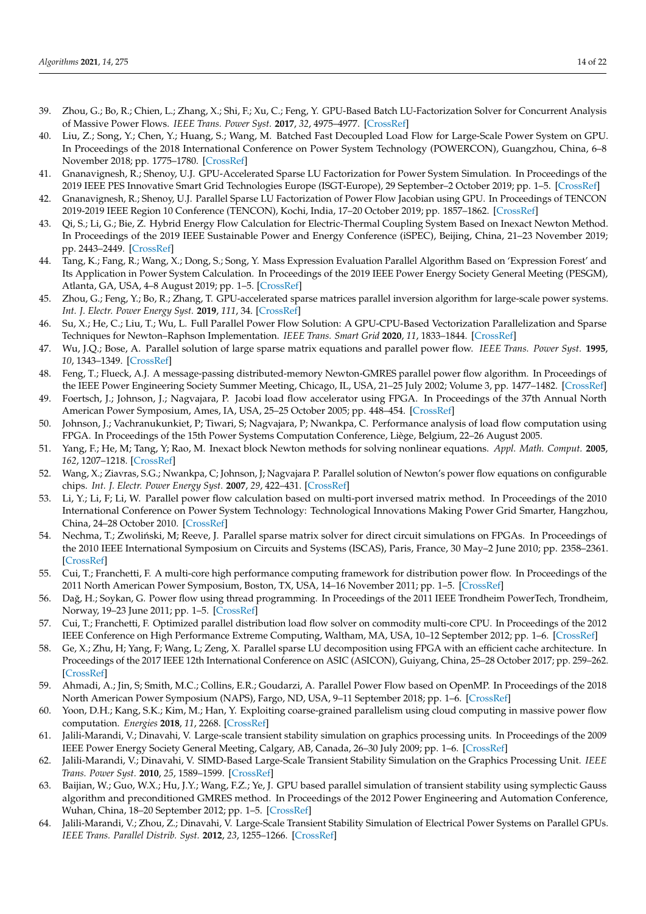39. Zhou, G.; Bo, R.; Chien, L.; Zhang, X.; Shi, F.; Xu, C.; Feng, Y. GPU-Based Batch LU-Factorization Solver for Concurrent Analysis of Massive Power Flows. *IEEE Trans. Power Syst.* **2017**, *32*, 4975–4977. [CrossRef]
40. Liu, Z.; Song, Y.; Chen, Y.; Huang, S.; Wang, M. Batched Fast Decoupled Load Flow for Large-Scale Power System on GPU. In Proceedings of the 2018 International Conference on Power System Technology (POWERCON), Guangzhou, China, 6–8 November 2018; pp. 1775–1780. [CrossRef]
41. Gnanavignesh, R.; Shenoy, U.J. GPU-Accelerated Sparse LU Factorization for Power System Simulation. In Proceedings of the 2019 IEEE PES Innovative Smart Grid Technologies Europe (ISGT-Europe), 29 September–2 October 2019; pp. 1–5. [CrossRef]
42. Gnanavignesh, R.; Shenoy, U.J. Parallel Sparse LU Factorization of Power Flow Jacobian using GPU. In Proceedings of TENCON 2019-2019 IEEE Region 10 Conference (TENCON), Kochi, India, 17–20 October 2019; pp. 1857–1862. [CrossRef]
43. Qi, S.; Li, G.; Bie, Z. Hybrid Energy Flow Calculation for Electric-Thermal Coupling System Based on Inexact Newton Method. In Proceedings of the 2019 IEEE Sustainable Power and Energy Conference (iSPEC), Beijing, China, 21–23 November 2019; pp. 2443–2449. [CrossRef]
44. Tang, K.; Fang, R.; Wang, X.; Dong, S.; Song, Y. Mass Expression Evaluation Parallel Algorithm Based on 'Expression Forest' and Its Application in Power System Calculation. In Proceedings of the 2019 IEEE Power Energy Society General Meeting (PESGM), Atlanta, GA, USA, 4–8 August 2019; pp. 1–5. [CrossRef]
45. Zhou, G.; Feng, Y.; Bo, R.; Zhang, T. GPU-accelerated sparse matrices parallel inversion algorithm for large-scale power systems. *Int. J. Electr. Power Energy Syst.* **2019**, *111*, 34. [CrossRef]
46. Su, X.; He, C.; Liu, T.; Wu, L. Full Parallel Power Flow Solution: A GPU-CPU-Based Vectorization Parallelization and Sparse Techniques for Newton–Raphson Implementation. *IEEE Trans. Smart Grid* **2020**, *11*, 1833–1844. [CrossRef]
47. Wu, J.Q.; Bose, A. Parallel solution of large sparse matrix equations and parallel power flow. *IEEE Trans. Power Syst.* **1995**, *10*, 1343–1349. [CrossRef]
48. Feng, T.; Flueck, A.J. A message-passing distributed-memory Newton-GMRES parallel power flow algorithm. In Proceedings of the IEEE Power Engineering Society Summer Meeting, Chicago, IL, USA, 21–25 July 2002; Volume 3, pp. 1477–1482. [CrossRef]
49. Foertsch, J.; Johnson, J.; Nagvajara, P. Jacobi load flow accelerator using FPGA. In Proceedings of the 37th Annual North American Power Symposium, Ames, IA, USA, 25–25 October 2005; pp. 448–454. [CrossRef]
50. Johnson, J.; Vachranukunkiet, P; Tiwari, S; Nagvajara, P; Nwankpa, C. Performance analysis of load flow computation using FPGA. In Proceedings of the 15th Power Systems Computation Conference, Liège, Belgium, 22–26 August 2005.
51. Yang, F.; He, M; Tang, Y; Rao, M. Inexact block Newton methods for solving nonlinear equations. *Appl. Math. Comput.* **2005**, *162*, 1207–1218. [CrossRef]
52. Wang, X.; Ziavras, S.G.; Nwankpa, C; Johnson, J; Nagvajara P. Parallel solution of Newton's power flow equations on configurable chips. *Int. J. Electr. Power Energy Syst.* **2007**, *29*, 422–431. [CrossRef]
53. Li, Y.; Li, F; Li, W. Parallel power flow calculation based on multi-port inversed matrix method. In Proceedings of the 2010 International Conference on Power System Technology: Technological Innovations Making Power Grid Smarter, Hangzhou, China, 24–28 October 2010. [CrossRef]
54. Nechma, T.; Zwoliński, M; Reeve, J. Parallel sparse matrix solver for direct circuit simulations on FPGAs. In Proceedings of the 2010 IEEE International Symposium on Circuits and Systems (ISCAS), Paris, France, 30 May–2 June 2010; pp. 2358–2361. [CrossRef]
55. Cui, T.; Franchetti, F. A multi-core high performance computing framework for distribution power flow. In Proceedings of the 2011 North American Power Symposium, Boston, TX, USA, 14–16 November 2011; pp. 1–5. [CrossRef]
56. Dağ, H.; Soykan, G. Power flow using thread programming. In Proceedings of the 2011 IEEE Trondheim PowerTech, Trondheim, Norway, 19–23 June 2011; pp. 1–5. [CrossRef]
57. Cui, T.; Franchetti, F. Optimized parallel distribution load flow solver on commodity multi-core CPU. In Proceedings of the 2012 IEEE Conference on High Performance Extreme Computing, Waltham, MA, USA, 10–12 September 2012; pp. 1–6. [CrossRef]
58. Ge, X.; Zhu, H; Yang, F; Wang, L; Zeng, X. Parallel sparse LU decomposition using FPGA with an efficient cache architecture. In Proceedings of the 2017 IEEE 12th International Conference on ASIC (ASICON), Guiyang, China, 25–28 October 2017; pp. 259–262. [CrossRef]
59. Ahmadi, A.; Jin, S; Smith, M.C.; Collins, E.R.; Goudarzi, A. Parallel Power Flow based on OpenMP. In Proceedings of the 2018 North American Power Symposium (NAPS), Fargo, ND, USA, 9–11 September 2018; pp. 1–6. [CrossRef]
60. Yoon, D.H.; Kang, S.K.; Kim, M.; Han, Y. Exploiting coarse-grained parallelism using cloud computing in massive power flow computation. *Energies* **2018**, *11*, 2268. [CrossRef]
61. Jalili-Marandi, V.; Dinavahi, V. Large-scale transient stability simulation on graphics processing units. In Proceedings of the 2009 IEEE Power Energy Society General Meeting, Calgary, AB, Canada, 26–30 July 2009; pp. 1–6. [CrossRef]
62. Jalili-Marandi, V.; Dinavahi, V. SIMD-Based Large-Scale Transient Stability Simulation on the Graphics Processing Unit. *IEEE Trans. Power Syst.* **2010**, *25*, 1589–1599. [CrossRef]
63. Baijian, W.; Guo, W.X.; Hu, J.Y.; Wang, F.Z.; Ye, J. GPU based parallel simulation of transient stability using symplectic Gauss algorithm and preconditioned GMRES method. In Proceedings of the 2012 Power Engineering and Automation Conference, Wuhan, China, 18–20 September 2012; pp. 1–5. [CrossRef]
64. Jalili-Marandi, V.; Zhou, Z.; Dinavahi, V. Large-Scale Transient Stability Simulation of Electrical Power Systems on Parallel GPUs. *IEEE Trans. Parallel Distrib. Syst.* **2012**, *23*, 1255–1266. [CrossRef]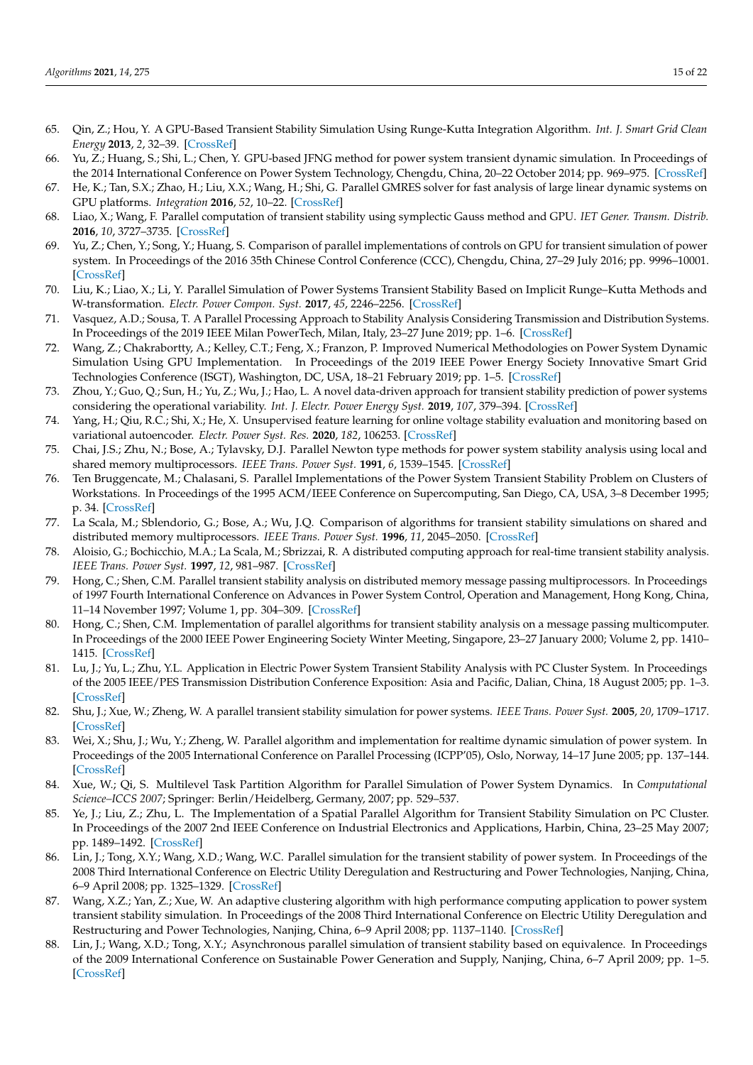65. Qin, Z.; Hou, Y. A GPU-Based Transient Stability Simulation Using Runge-Kutta Integration Algorithm. *Int. J. Smart Grid Clean Energy* **2013**, *2*, 32–39. [CrossRef]
66. Yu, Z.; Huang, S.; Shi, L.; Chen, Y. GPU-based JFNG method for power system transient dynamic simulation. In Proceedings of the 2014 International Conference on Power System Technology, Chengdu, China, 20–22 October 2014; pp. 969–975. [CrossRef]
67. He, K.; Tan, S.X.; Zhao, H.; Liu, X.X.; Wang, H.; Shi, G. Parallel GMRES solver for fast analysis of large linear dynamic systems on GPU platforms. *Integration* **2016**, *52*, 10–22. [CrossRef]
68. Liao, X.; Wang, F. Parallel computation of transient stability using symplectic Gauss method and GPU. *IET Gener. Transm. Distrib.* **2016**, *10*, 3727–3735. [CrossRef]
69. Yu, Z.; Chen, Y.; Song, Y.; Huang, S. Comparison of parallel implementations of controls on GPU for transient simulation of power system. In Proceedings of the 2016 35th Chinese Control Conference (CCC), Chengdu, China, 27–29 July 2016; pp. 9996–10001. [CrossRef]
70. Liu, K.; Liao, X.; Li, Y. Parallel Simulation of Power Systems Transient Stability Based on Implicit Runge–Kutta Methods and W-transformation. *Electr. Power Compon. Syst.* **2017**, *45*, 2246–2256. [CrossRef]
71. Vasquez, A.D.; Sousa, T. A Parallel Processing Approach to Stability Analysis Considering Transmission and Distribution Systems. In Proceedings of the 2019 IEEE Milan PowerTech, Milan, Italy, 23–27 June 2019; pp. 1–6. [CrossRef]
72. Wang, Z.; Chakrabortty, A.; Kelley, C.T.; Feng, X.; Franzon, P. Improved Numerical Methodologies on Power System Dynamic Simulation Using GPU Implementation. In Proceedings of the 2019 IEEE Power Energy Society Innovative Smart Grid Technologies Conference (ISGT), Washington, DC, USA, 18–21 February 2019; pp. 1–5. [CrossRef]
73. Zhou, Y.; Guo, Q.; Sun, H.; Yu, Z.; Wu, J.; Hao, L. A novel data-driven approach for transient stability prediction of power systems considering the operational variability. *Int. J. Electr. Power Energy Syst.* **2019**, *107*, 379–394. [CrossRef]
74. Yang, H.; Qiu, R.C.; Shi, X.; He, X. Unsupervised feature learning for online voltage stability evaluation and monitoring based on variational autoencoder. *Electr. Power Syst. Res.* **2020**, *182*, 106253. [CrossRef]
75. Chai, J.S.; Zhu, N.; Bose, A.; Tylavsky, D.J. Parallel Newton type methods for power system stability analysis using local and shared memory multiprocessors. *IEEE Trans. Power Syst.* **1991**, *6*, 1539–1545. [CrossRef]
76. Ten Bruggencate, M.; Chalasani, S. Parallel Implementations of the Power System Transient Stability Problem on Clusters of Workstations. In Proceedings of the 1995 ACM/IEEE Conference on Supercomputing, San Diego, CA, USA, 3–8 December 1995; p. 34. [CrossRef]
77. La Scala, M.; Sblendorio, G.; Bose, A.; Wu, J.Q. Comparison of algorithms for transient stability simulations on shared and distributed memory multiprocessors. *IEEE Trans. Power Syst.* **1996**, *11*, 2045–2050. [CrossRef]
78. Aloisio, G.; Bochicchio, M.A.; La Scala, M.; Sbrizzai, R. A distributed computing approach for real-time transient stability analysis. *IEEE Trans. Power Syst.* **1997**, *12*, 981–987. [CrossRef]
79. Hong, C.; Shen, C.M. Parallel transient stability analysis on distributed memory message passing multiprocessors. In Proceedings of 1997 Fourth International Conference on Advances in Power System Control, Operation and Management, Hong Kong, China, 11–14 November 1997; Volume 1, pp. 304–309. [CrossRef]
80. Hong, C.; Shen, C.M. Implementation of parallel algorithms for transient stability analysis on a message passing multicomputer. In Proceedings of the 2000 IEEE Power Engineering Society Winter Meeting, Singapore, 23–27 January 2000; Volume 2, pp. 1410–1415. [CrossRef]
81. Lu, J.; Yu, L.; Zhu, Y.L. Application in Electric Power System Transient Stability Analysis with PC Cluster System. In Proceedings of the 2005 IEEE/PES Transmission Distribution Conference Exposition: Asia and Pacific, Dalian, China, 18 August 2005; pp. 1–3. [CrossRef]
82. Shu, J.; Xue, W.; Zheng, W. A parallel transient stability simulation for power systems. *IEEE Trans. Power Syst.* **2005**, *20*, 1709–1717. [CrossRef]
83. Wei, X.; Shu, J.; Wu, Y.; Zheng, W. Parallel algorithm and implementation for realtime dynamic simulation of power system. In Proceedings of the 2005 International Conference on Parallel Processing (ICPP'05), Oslo, Norway, 14–17 June 2005; pp. 137–144. [CrossRef]
84. Xue, W.; Qi, S. Multilevel Task Partition Algorithm for Parallel Simulation of Power System Dynamics. In *Computational Science–ICCS 2007*; Springer: Berlin/Heidelberg, Germany, 2007; pp. 529–537.
85. Ye, J.; Liu, Z.; Zhu, L. The Implementation of a Spatial Parallel Algorithm for Transient Stability Simulation on PC Cluster. In Proceedings of the 2007 2nd IEEE Conference on Industrial Electronics and Applications, Harbin, China, 23–25 May 2007; pp. 1489–1492. [CrossRef]
86. Lin, J.; Tong, X.Y.; Wang, X.D.; Wang, W.C. Parallel simulation for the transient stability of power system. In Proceedings of the 2008 Third International Conference on Electric Utility Deregulation and Restructuring and Power Technologies, Nanjing, China, 6–9 April 2008; pp. 1325–1329. [CrossRef]
87. Wang, X.Z.; Yan, Z.; Xue, W. An adaptive clustering algorithm with high performance computing application to power system transient stability simulation. In Proceedings of the 2008 Third International Conference on Electric Utility Deregulation and Restructuring and Power Technologies, Nanjing, China, 6–9 April 2008; pp. 1137–1140. [CrossRef]
88. Lin, J.; Wang, X.D.; Tong, X.Y.; Asynchronous parallel simulation of transient stability based on equivalence. In Proceedings of the 2009 International Conference on Sustainable Power Generation and Supply, Nanjing, China, 6–7 April 2009; pp. 1–5. [CrossRef]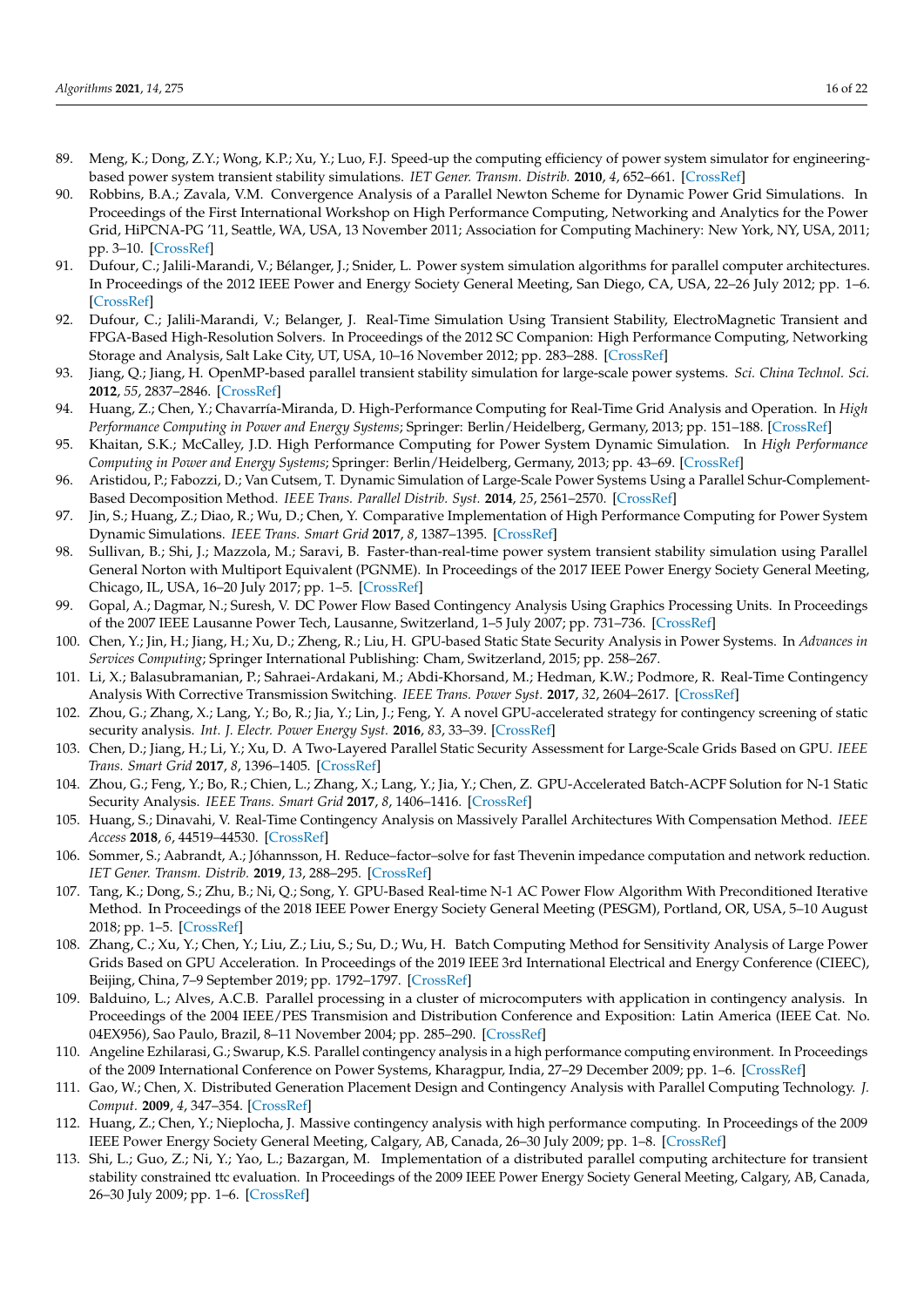89. Meng, K.; Dong, Z.Y.; Wong, K.P.; Xu, Y.; Luo, F.J. Speed-up the computing efficiency of power system simulator for engineering-based power system transient stability simulations. *IET Gener. Transm. Distrib.* **2010**, *4*, 652–661. [CrossRef]
90. Robbins, B.A.; Zavala, V.M. Convergence Analysis of a Parallel Newton Scheme for Dynamic Power Grid Simulations. In Proceedings of the First International Workshop on High Performance Computing, Networking and Analytics for the Power Grid, HiPCNA-PG '11, Seattle, WA, USA, 13 November 2011; Association for Computing Machinery: New York, NY, USA, 2011; pp. 3–10. [CrossRef]
91. Dufour, C.; Jalili-Marandi, V.; Bélanger, J.; Snider, L. Power system simulation algorithms for parallel computer architectures. In Proceedings of the 2012 IEEE Power and Energy Society General Meeting, San Diego, CA, USA, 22–26 July 2012; pp. 1–6. [CrossRef]
92. Dufour, C.; Jalili-Marandi, V.; Belanger, J. Real-Time Simulation Using Transient Stability, ElectroMagnetic Transient and FPGA-Based High-Resolution Solvers. In Proceedings of the 2012 SC Companion: High Performance Computing, Networking Storage and Analysis, Salt Lake City, UT, USA, 10–16 November 2012; pp. 283–288. [CrossRef]
93. Jiang, Q.; Jiang, H. OpenMP-based parallel transient stability simulation for large-scale power systems. *Sci. China Technol. Sci.* **2012**, *55*, 2837–2846. [CrossRef]
94. Huang, Z.; Chen, Y.; Chavarría-Miranda, D. High-Performance Computing for Real-Time Grid Analysis and Operation. In *High Performance Computing in Power and Energy Systems*; Springer: Berlin/Heidelberg, Germany, 2013; pp. 151–188. [CrossRef]
95. Khaitan, S.K.; McCalley, J.D. High Performance Computing for Power System Dynamic Simulation. In *High Performance Computing in Power and Energy Systems*; Springer: Berlin/Heidelberg, Germany, 2013; pp. 43–69. [CrossRef]
96. Aristidou, P.; Fabozzi, D.; Van Cutsem, T. Dynamic Simulation of Large-Scale Power Systems Using a Parallel Schur-Complement-Based Decomposition Method. *IEEE Trans. Parallel Distrib. Syst.* **2014**, *25*, 2561–2570. [CrossRef]
97. Jin, S.; Huang, Z.; Diao, R.; Wu, D.; Chen, Y. Comparative Implementation of High Performance Computing for Power System Dynamic Simulations. *IEEE Trans. Smart Grid* **2017**, *8*, 1387–1395. [CrossRef]
98. Sullivan, B.; Shi, J.; Mazzola, M.; Saravi, B. Faster-than-real-time power system transient stability simulation using Parallel General Norton with Multiport Equivalent (PGNME). In Proceedings of the 2017 IEEE Power Energy Society General Meeting, Chicago, IL, USA, 16–20 July 2017; pp. 1–5. [CrossRef]
99. Gopal, A.; Dagmar, N.; Suresh, V. DC Power Flow Based Contingency Analysis Using Graphics Processing Units. In Proceedings of the 2007 IEEE Lausanne Power Tech, Lausanne, Switzerland, 1–5 July 2007; pp. 731–736. [CrossRef]
100. Chen, Y.; Jin, H.; Jiang, H.; Xu, D.; Zheng, R.; Liu, H. GPU-based Static State Security Analysis in Power Systems. In *Advances in Services Computing*; Springer International Publishing: Cham, Switzerland, 2015; pp. 258–267.
101. Li, X.; Balasubramanian, P.; Sahraei-Ardakani, M.; Abdi-Khorsand, M.; Hedman, K.W.; Podmore, R. Real-Time Contingency Analysis With Corrective Transmission Switching. *IEEE Trans. Power Syst.* **2017**, *32*, 2604–2617. [CrossRef]
102. Zhou, G.; Zhang, X.; Lang, Y.; Bo, R.; Jia, Y.; Lin, J.; Feng, Y. A novel GPU-accelerated strategy for contingency screening of static security analysis. *Int. J. Electr. Power Energy Syst.* **2016**, *83*, 33–39. [CrossRef]
103. Chen, D.; Jiang, H.; Li, Y.; Xu, D. A Two-Layered Parallel Static Security Assessment for Large-Scale Grids Based on GPU. *IEEE Trans. Smart Grid* **2017**, *8*, 1396–1405. [CrossRef]
104. Zhou, G.; Feng, Y.; Bo, R.; Chien, L.; Zhang, X.; Lang, Y.; Jia, Y.; Chen, Z. GPU-Accelerated Batch-ACPF Solution for N-1 Static Security Analysis. *IEEE Trans. Smart Grid* **2017**, *8*, 1406–1416. [CrossRef]
105. Huang, S.; Dinavahi, V. Real-Time Contingency Analysis on Massively Parallel Architectures With Compensation Method. *IEEE Access* **2018**, *6*, 44519–44530. [CrossRef]
106. Sommer, S.; Aabrandt, A.; Jóhannsson, H. Reduce–factor–solve for fast Thevenin impedance computation and network reduction. *IET Gener. Transm. Distrib.* **2019**, *13*, 288–295. [CrossRef]
107. Tang, K.; Dong, S.; Zhu, B.; Ni, Q.; Song, Y. GPU-Based Real-time N-1 AC Power Flow Algorithm With Preconditioned Iterative Method. In Proceedings of the 2018 IEEE Power Energy Society General Meeting (PESGM), Portland, OR, USA, 5–10 August 2018; pp. 1–5. [CrossRef]
108. Zhang, C.; Xu, Y.; Chen, Y.; Liu, Z.; Liu, S.; Su, D.; Wu, H. Batch Computing Method for Sensitivity Analysis of Large Power Grids Based on GPU Acceleration. In Proceedings of the 2019 IEEE 3rd International Electrical and Energy Conference (CIEEC), Beijing, China, 7–9 September 2019; pp. 1792–1797. [CrossRef]
109. Balduino, L.; Alves, A.C.B. Parallel processing in a cluster of microcomputers with application in contingency analysis. In Proceedings of the 2004 IEEE/PES Transmision and Distribution Conference and Exposition: Latin America (IEEE Cat. No. 04EX956), Sao Paulo, Brazil, 8–11 November 2004; pp. 285–290. [CrossRef]
110. Angeline Ezhilarasi, G.; Swarup, K.S. Parallel contingency analysis in a high performance computing environment. In Proceedings of the 2009 International Conference on Power Systems, Kharagpur, India, 27–29 December 2009; pp. 1–6. [CrossRef]
111. Gao, W.; Chen, X. Distributed Generation Placement Design and Contingency Analysis with Parallel Computing Technology. *J. Comput.* **2009**, *4*, 347–354. [CrossRef]
112. Huang, Z.; Chen, Y.; Nieplocha, J. Massive contingency analysis with high performance computing. In Proceedings of the 2009 IEEE Power Energy Society General Meeting, Calgary, AB, Canada, 26–30 July 2009; pp. 1–8. [CrossRef]
113. Shi, L.; Guo, Z.; Ni, Y.; Yao, L.; Bazargan, M. Implementation of a distributed parallel computing architecture for transient stability constrained ttc evaluation. In Proceedings of the 2009 IEEE Power Energy Society General Meeting, Calgary, AB, Canada, 26–30 July 2009; pp. 1–6. [CrossRef]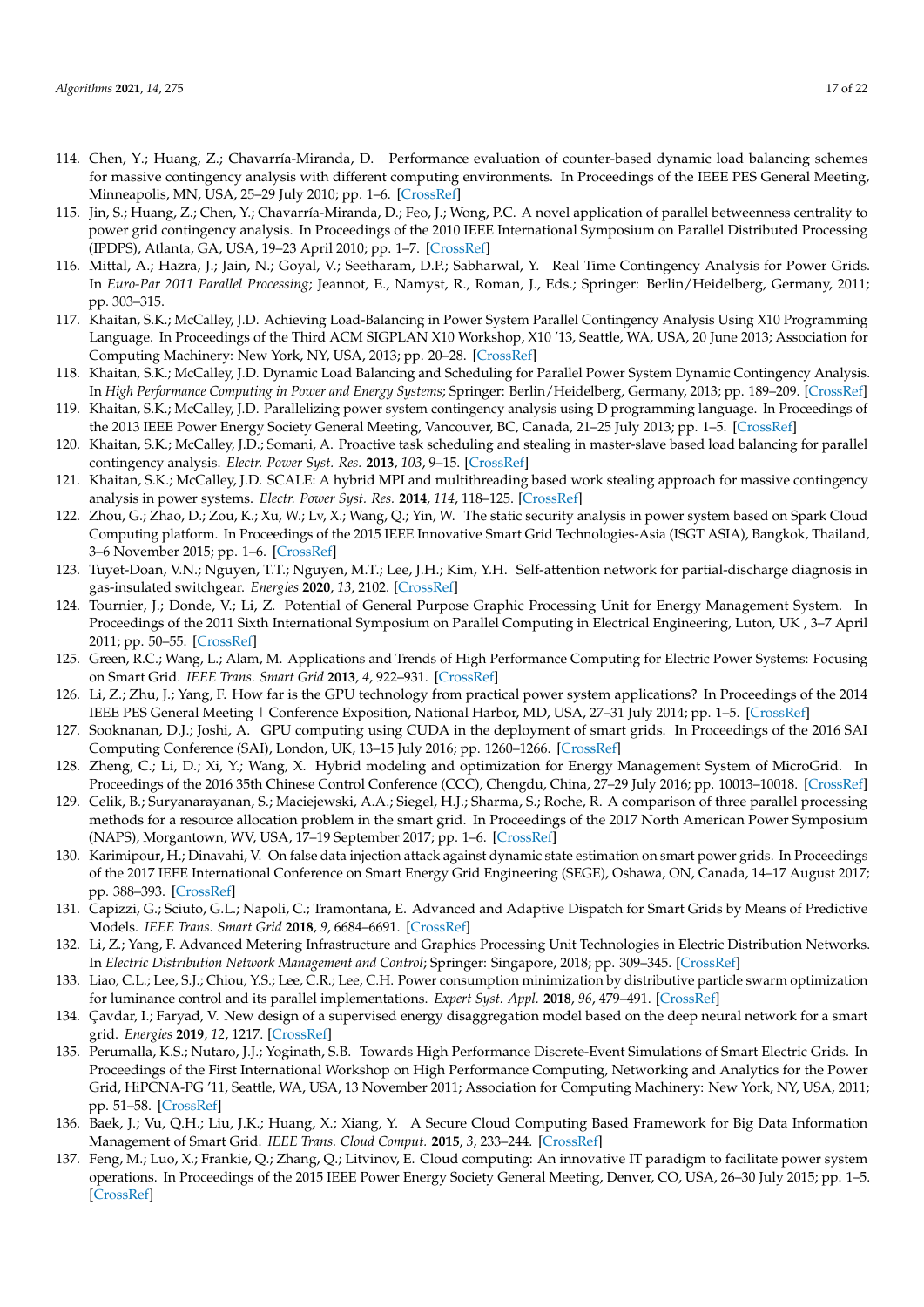114. Chen, Y.; Huang, Z.; Chavarría-Miranda, D. Performance evaluation of counter-based dynamic load balancing schemes for massive contingency analysis with different computing environments. In Proceedings of the IEEE PES General Meeting, Minneapolis, MN, USA, 25–29 July 2010; pp. 1–6. [CrossRef]
115. Jin, S.; Huang, Z.; Chen, Y.; Chavarría-Miranda, D.; Feo, J.; Wong, P.C. A novel application of parallel betweenness centrality to power grid contingency analysis. In Proceedings of the 2010 IEEE International Symposium on Parallel Distributed Processing (IPDPS), Atlanta, GA, USA, 19–23 April 2010; pp. 1–7. [CrossRef]
116. Mittal, A.; Hazra, J.; Jain, N.; Goyal, V.; Seetharam, D.P.; Sabharwal, Y. Real Time Contingency Analysis for Power Grids. In *Euro-Par 2011 Parallel Processing*; Jeannot, E., Namyst, R., Roman, J., Eds.; Springer: Berlin/Heidelberg, Germany, 2011; pp. 303–315.
117. Khaitan, S.K.; McCalley, J.D. Achieving Load-Balancing in Power System Parallel Contingency Analysis Using X10 Programming Language. In Proceedings of the Third ACM SIGPLAN X10 Workshop, X10 '13, Seattle, WA, USA, 20 June 2013; Association for Computing Machinery: New York, NY, USA, 2013; pp. 20–28. [CrossRef]
118. Khaitan, S.K.; McCalley, J.D. Dynamic Load Balancing and Scheduling for Parallel Power System Dynamic Contingency Analysis. In *High Performance Computing in Power and Energy Systems*; Springer: Berlin/Heidelberg, Germany, 2013; pp. 189–209. [CrossRef]
119. Khaitan, S.K.; McCalley, J.D. Parallelizing power system contingency analysis using D programming language. In Proceedings of the 2013 IEEE Power Energy Society General Meeting, Vancouver, BC, Canada, 21–25 July 2013; pp. 1–5. [CrossRef]
120. Khaitan, S.K.; McCalley, J.D.; Somani, A. Proactive task scheduling and stealing in master-slave based load balancing for parallel contingency analysis. *Electr. Power Syst. Res.* **2013**, *103*, 9–15. [CrossRef]
121. Khaitan, S.K.; McCalley, J.D. SCALE: A hybrid MPI and multithreading based work stealing approach for massive contingency analysis in power systems. *Electr. Power Syst. Res.* **2014**, *114*, 118–125. [CrossRef]
122. Zhou, G.; Zhao, D.; Zou, K.; Xu, W.; Lv, X.; Wang, Q.; Yin, W. The static security analysis in power system based on Spark Cloud Computing platform. In Proceedings of the 2015 IEEE Innovative Smart Grid Technologies-Asia (ISGT ASIA), Bangkok, Thailand, 3–6 November 2015; pp. 1–6. [CrossRef]
123. Tuyet-Doan, V.N.; Nguyen, T.T.; Nguyen, M.T.; Lee, J.H.; Kim, Y.H. Self-attention network for partial-discharge diagnosis in gas-insulated switchgear. *Energies* **2020**, *13*, 2102. [CrossRef]
124. Tournier, J.; Donde, V.; Li, Z. Potential of General Purpose Graphic Processing Unit for Energy Management System. In Proceedings of the 2011 Sixth International Symposium on Parallel Computing in Electrical Engineering, Luton, UK , 3–7 April 2011; pp. 50–55. [CrossRef]
125. Green, R.C.; Wang, L.; Alam, M. Applications and Trends of High Performance Computing for Electric Power Systems: Focusing on Smart Grid. *IEEE Trans. Smart Grid* **2013**, *4*, 922–931. [CrossRef]
126. Li, Z.; Zhu, J.; Yang, F. How far is the GPU technology from practical power system applications? In Proceedings of the 2014 IEEE PES General Meeting | Conference Exposition, National Harbor, MD, USA, 27–31 July 2014; pp. 1–5. [CrossRef]
127. Sooknanan, D.J.; Joshi, A. GPU computing using CUDA in the deployment of smart grids. In Proceedings of the 2016 SAI Computing Conference (SAI), London, UK, 13–15 July 2016; pp. 1260–1266. [CrossRef]
128. Zheng, C.; Li, D.; Xi, Y.; Wang, X. Hybrid modeling and optimization for Energy Management System of MicroGrid. In Proceedings of the 2016 35th Chinese Control Conference (CCC), Chengdu, China, 27–29 July 2016; pp. 10013–10018. [CrossRef]
129. Celik, B.; Suryanarayanan, S.; Maciejewski, A.A.; Siegel, H.J.; Sharma, S.; Roche, R. A comparison of three parallel processing methods for a resource allocation problem in the smart grid. In Proceedings of the 2017 North American Power Symposium (NAPS), Morgantown, WV, USA, 17–19 September 2017; pp. 1–6. [CrossRef]
130. Karimipour, H.; Dinavahi, V. On false data injection attack against dynamic state estimation on smart power grids. In Proceedings of the 2017 IEEE International Conference on Smart Energy Grid Engineering (SEGE), Oshawa, ON, Canada, 14–17 August 2017; pp. 388–393. [CrossRef]
131. Capizzi, G.; Sciuto, G.L.; Napoli, C.; Tramontana, E. Advanced and Adaptive Dispatch for Smart Grids by Means of Predictive Models. *IEEE Trans. Smart Grid* **2018**, *9*, 6684–6691. [CrossRef]
132. Li, Z.; Yang, F. Advanced Metering Infrastructure and Graphics Processing Unit Technologies in Electric Distribution Networks. In *Electric Distribution Network Management and Control*; Springer: Singapore, 2018; pp. 309–345. [CrossRef]
133. Liao, C.L.; Lee, S.J.; Chiou, Y.S.; Lee, C.R.; Lee, C.H. Power consumption minimization by distributive particle swarm optimization for luminance control and its parallel implementations. *Expert Syst. Appl.* **2018**, *96*, 479–491. [CrossRef]
134. Çavdar, I.; Faryad, V. New design of a supervised energy disaggregation model based on the deep neural network for a smart grid. *Energies* **2019**, *12*, 1217. [CrossRef]
135. Perumalla, K.S.; Nutaro, J.J.; Yoginath, S.B. Towards High Performance Discrete-Event Simulations of Smart Electric Grids. In Proceedings of the First International Workshop on High Performance Computing, Networking and Analytics for the Power Grid, HiPCNA-PG '11, Seattle, WA, USA, 13 November 2011; Association for Computing Machinery: New York, NY, USA, 2011; pp. 51–58. [CrossRef]
136. Baek, J.; Vu, Q.H.; Liu, J.K.; Huang, X.; Xiang, Y. A Secure Cloud Computing Based Framework for Big Data Information Management of Smart Grid. *IEEE Trans. Cloud Comput.* **2015**, *3*, 233–244. [CrossRef]
137. Feng, M.; Luo, X.; Frankie, Q.; Zhang, Q.; Litvinov, E. Cloud computing: An innovative IT paradigm to facilitate power system operations. In Proceedings of the 2015 IEEE Power Energy Society General Meeting, Denver, CO, USA, 26–30 July 2015; pp. 1–5. [CrossRef]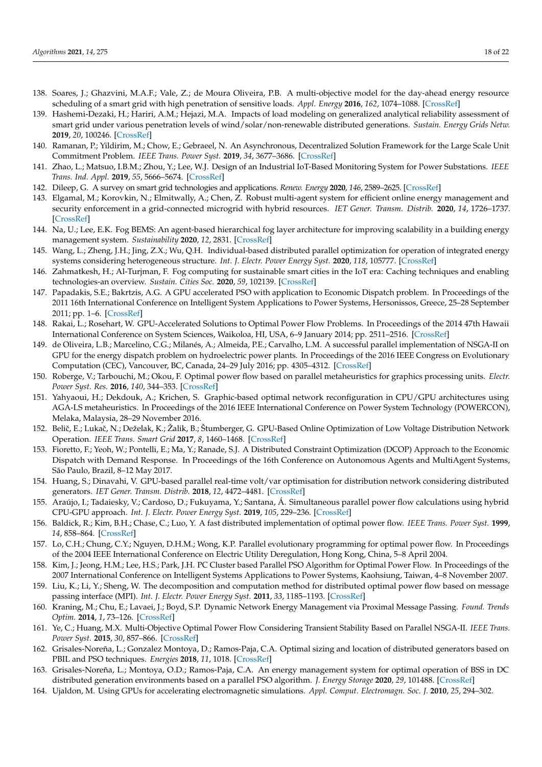138. Soares, J.; Ghazvini, M.A.F.; Vale, Z.; de Moura Oliveira, P.B. A multi-objective model for the day-ahead energy resource scheduling of a smart grid with high penetration of sensitive loads. *Appl. Energy* **2016**, *162*, 1074–1088. [CrossRef]
139. Hashemi-Dezaki, H.; Hariri, A.M.; Hejazi, M.A. Impacts of load modeling on generalized analytical reliability assessment of smart grid under various penetration levels of wind/solar/non-renewable distributed generations. *Sustain. Energy Grids Netw.* **2019**, *20*, 100246. [CrossRef]
140. Ramanan, P.; Yildirim, M.; Chow, E.; Gebraeel, N. An Asynchronous, Decentralized Solution Framework for the Large Scale Unit Commitment Problem. *IEEE Trans. Power Syst.* **2019**, *34*, 3677–3686. [CrossRef]
141. Zhao, L.; Matsuo, I.B.M.; Zhou, Y.; Lee, W.J. Design of an Industrial IoT-Based Monitoring System for Power Substations. *IEEE Trans. Ind. Appl.* **2019**, *55*, 5666–5674. [CrossRef]
142. Dileep, G. A survey on smart grid technologies and applications. *Renew. Energy* **2020**, *146*, 2589–2625. [CrossRef]
143. Elgamal, M.; Korovkin, N.; Elmitwally, A.; Chen, Z. Robust multi-agent system for efficient online energy management and security enforcement in a grid-connected microgrid with hybrid resources. *IET Gener. Transm. Distrib.* **2020**, *14*, 1726–1737. [CrossRef]
144. Na, U.; Lee, E.K. Fog BEMS: An agent-based hierarchical fog layer architecture for improving scalability in a building energy management system. *Sustainability* **2020**, *12*, 2831. [CrossRef]
145. Wang, L.; Zheng, J.H.; Jing, Z.X.; Wu, Q.H. Individual-based distributed parallel optimization for operation of integrated energy systems considering heterogeneous structure. *Int. J. Electr. Power Energy Syst.* **2020**, *118*, 105777. [CrossRef]
146. Zahmatkesh, H.; Al-Turjman, F. Fog computing for sustainable smart cities in the IoT era: Caching techniques and enabling technologies-an overview. *Sustain. Cities Soc.* **2020**, *59*, 102139. [CrossRef]
147. Papadakis, S.E.; Bakrtzis, A.G. A GPU accelerated PSO with application to Economic Dispatch problem. In Proceedings of the 2011 16th International Conference on Intelligent System Applications to Power Systems, Hersonissos, Greece, 25–28 September 2011; pp. 1–6. [CrossRef]
148. Rakai, L.; Rosehart, W. GPU-Accelerated Solutions to Optimal Power Flow Problems. In Proceedings of the 2014 47th Hawaii International Conference on System Sciences, Waikoloa, HI, USA, 6–9 January 2014; pp. 2511–2516. [CrossRef]
149. de Oliveira, L.B.; Marcelino, C.G.; Milanés, A.; Almeida, P.E.; Carvalho, L.M. A successful parallel implementation of NSGA-II on GPU for the energy dispatch problem on hydroelectric power plants. In Proceedings of the 2016 IEEE Congress on Evolutionary Computation (CEC), Vancouver, BC, Canada, 24–29 July 2016; pp. 4305–4312. [CrossRef]
150. Roberge, V.; Tarbouchi, M.; Okou, F. Optimal power flow based on parallel metaheuristics for graphics processing units. *Electr. Power Syst. Res.* **2016**, *140*, 344–353. [CrossRef]
151. Yahyaoui, H.; Dekdouk, A.; Krichen, S. Graphic-based optimal network reconfiguration in CPU/GPU architectures using AGA-LS metaheuristics. In Proceedings of the 2016 IEEE International Conference on Power System Technology (POWERCON), Melaka, Malaysia, 28–29 November 2016.
152. Belič, E.; Lukač, N.; Deželak, K.; Žalik, B.; Štumberger, G. GPU-Based Online Optimization of Low Voltage Distribution Network Operation. *IEEE Trans. Smart Grid* **2017**, *8*, 1460–1468. [CrossRef]
153. Fioretto, F.; Yeoh, W.; Pontelli, E.; Ma, Y.; Ranade, S.J. A Distributed Constraint Optimization (DCOP) Approach to the Economic Dispatch with Demand Response. In Proceedings of the 16th Conference on Autonomous Agents and MultiAgent Systems, São Paulo, Brazil, 8–12 May 2017.
154. Huang, S.; Dinavahi, V. GPU-based parallel real-time volt/var optimisation for distribution network considering distributed generators. *IET Gener. Transm. Distrib.* **2018**, *12*, 4472–4481. [CrossRef]
155. Araújo, I.; Tadaiesky, V.; Cardoso, D.; Fukuyama, Y.; Santana, Á. Simultaneous parallel power flow calculations using hybrid CPU-GPU approach. *Int. J. Electr. Power Energy Syst.* **2019**, *105*, 229–236. [CrossRef]
156. Baldick, R.; Kim, B.H.; Chase, C.; Luo, Y. A fast distributed implementation of optimal power flow. *IEEE Trans. Power Syst.* **1999**, *14*, 858–864. [CrossRef]
157. Lo, C.H.; Chung, C.Y.; Nguyen, D.H.M.; Wong, K.P. Parallel evolutionary programming for optimal power flow. In Proceedings of the 2004 IEEE International Conference on Electric Utility Deregulation, Hong Kong, China, 5–8 April 2004.
158. Kim, J.; Jeong, H.M.; Lee, H.S.; Park, J.H. PC Cluster based Parallel PSO Algorithm for Optimal Power Flow. In Proceedings of the 2007 International Conference on Intelligent Systems Applications to Power Systems, Kaohsiung, Taiwan, 4–8 November 2007.
159. Liu, K.; Li, Y.; Sheng, W. The decomposition and computation method for distributed optimal power flow based on message passing interface (MPI). *Int. J. Electr. Power Energy Syst.* **2011**, *33*, 1185–1193. [CrossRef]
160. Kraning, M.; Chu, E.; Lavaei, J.; Boyd, S.P. Dynamic Network Energy Management via Proximal Message Passing. *Found. Trends Optim.* **2014**, *1*, 73–126. [CrossRef]
161. Ye, C.; Huang, M.X. Multi-Objective Optimal Power Flow Considering Transient Stability Based on Parallel NSGA-II. *IEEE Trans. Power Syst.* **2015**, *30*, 857–866. [CrossRef]
162. Grisales-Noreña, L.; Gonzalez Montoya, D.; Ramos-Paja, C.A. Optimal sizing and location of distributed generators based on PBIL and PSO techniques. *Energies* **2018**, *11*, 1018. [CrossRef]
163. Grisales-Noreña, L.; Montoya, O.D.; Ramos-Paja, C.A. An energy management system for optimal operation of BSS in DC distributed generation environments based on a parallel PSO algorithm. *J. Energy Storage* **2020**, *29*, 101488. [CrossRef]
164. Ujaldon, M. Using GPUs for accelerating electromagnetic simulations. *Appl. Comput. Electromagn. Soc. J.* **2010**, *25*, 294–302.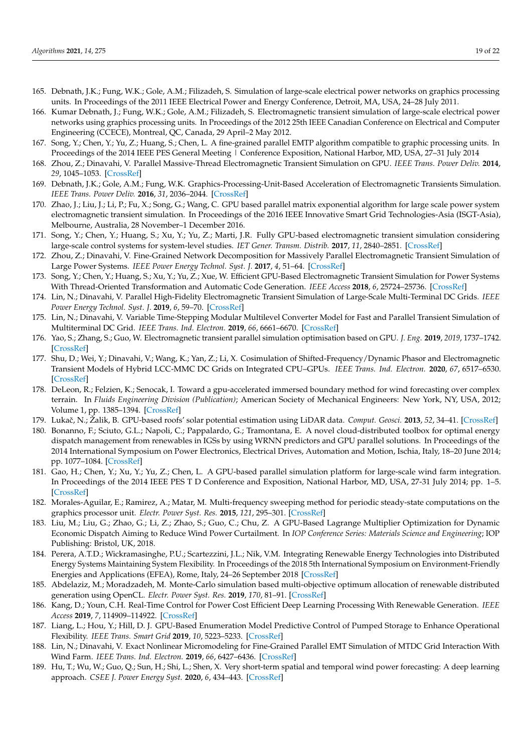165. Debnath, J.K.; Fung, W.K.; Gole, A.M.; Filizadeh, S. Simulation of large-scale electrical power networks on graphics processing units. In Proceedings of the 2011 IEEE Electrical Power and Energy Conference, Detroit, MA, USA, 24–28 July 2011.
166. Kumar Debnath, J.; Fung, W.K.; Gole, A.M.; Filizadeh, S. Electromagnetic transient simulation of large-scale electrical power networks using graphics processing units. In Proceedings of the 2012 25th IEEE Canadian Conference on Electrical and Computer Engineering (CCECE), Montreal, QC, Canada, 29 April–2 May 2012.
167. Song, Y.; Chen, Y.; Yu, Z.; Huang, S.; Chen, L. A fine-grained parallel EMTP algorithm compatible to graphic processing units. In Proceedings of the 2014 IEEE PES General Meeting | Conference Exposition, National Harbor, MD, USA, 27–31 July 2014
168. Zhou, Z.; Dinavahi, V. Parallel Massive-Thread Electromagnetic Transient Simulation on GPU. *IEEE Trans. Power Deliv.* **2014**, *29*, 1045–1053. [CrossRef]
169. Debnath, J.K.; Gole, A.M.; Fung, W.K. Graphics-Processing-Unit-Based Acceleration of Electromagnetic Transients Simulation. *IEEE Trans. Power Deliv.* **2016**, *31*, 2036–2044. [CrossRef]
170. Zhao, J.; Liu, J.; Li, P.; Fu, X.; Song, G.; Wang, C. GPU based parallel matrix exponential algorithm for large scale power system electromagnetic transient simulation. In Proceedings of the 2016 IEEE Innovative Smart Grid Technologies-Asia (ISGT-Asia), Melbourne, Australia, 28 November–1 December 2016.
171. Song, Y.; Chen, Y.; Huang, S.; Xu, Y.; Yu, Z.; Marti, J.R. Fully GPU-based electromagnetic transient simulation considering large-scale control systems for system-level studies. *IET Gener. Transm. Distrib.* **2017**, *11*, 2840–2851. [CrossRef]
172. Zhou, Z.; Dinavahi, V. Fine-Grained Network Decomposition for Massively Parallel Electromagnetic Transient Simulation of Large Power Systems. *IEEE Power Energy Technol. Syst. J.* **2017**, *4*, 51–64. [CrossRef]
173. Song, Y.; Chen, Y.; Huang, S.; Xu, Y.; Yu, Z.; Xue, W. Efficient GPU-Based Electromagnetic Transient Simulation for Power Systems With Thread-Oriented Transformation and Automatic Code Generation. *IEEE Access* **2018**, *6*, 25724–25736. [CrossRef]
174. Lin, N.; Dinavahi, V. Parallel High-Fidelity Electromagnetic Transient Simulation of Large-Scale Multi-Terminal DC Grids. *IEEE Power Energy Technol. Syst. J.* **2019**, *6*, 59–70. [CrossRef]
175. Lin, N.; Dinavahi, V. Variable Time-Stepping Modular Multilevel Converter Model for Fast and Parallel Transient Simulation of Multiterminal DC Grid. *IEEE Trans. Ind. Electron.* **2019**, *66*, 6661–6670. [CrossRef]
176. Yao, S.; Zhang, S.; Guo, W. Electromagnetic transient parallel simulation optimisation based on GPU. *J. Eng.* **2019**, *2019*, 1737–1742. [CrossRef]
177. Shu, D.; Wei, Y.; Dinavahi, V.; Wang, K.; Yan, Z.; Li, X. Cosimulation of Shifted-Frequency/Dynamic Phasor and Electromagnetic Transient Models of Hybrid LCC-MMC DC Grids on Integrated CPU–GPUs. *IEEE Trans. Ind. Electron.* **2020**, *67*, 6517–6530. [CrossRef]
178. DeLeon, R.; Felzien, K.; Senocak, I. Toward a gpu-accelerated immersed boundary method for wind forecasting over complex terrain. In *Fluids Engineering Division (Publication)*; American Society of Mechanical Engineers: New York, NY, USA, 2012; Volume 1, pp. 1385–1394. [CrossRef]
179. Lukač, N.; Žalik, B. GPU-based roofs' solar potential estimation using LiDAR data. *Comput. Geosci.* **2013**, *52*, 34–41. [CrossRef]
180. Bonanno, F.; Sciuto, G.L.; Napoli, C.; Pappalardo, G.; Tramontana, E. A novel cloud-distributed toolbox for optimal energy dispatch management from renewables in IGSs by using WRNN predictors and GPU parallel solutions. In Proceedings of the 2014 International Symposium on Power Electronics, Electrical Drives, Automation and Motion, Ischia, Italy, 18–20 June 2014; pp. 1077–1084. [CrossRef]
181. Gao, H.; Chen, Y.; Xu, Y.; Yu, Z.; Chen, L. A GPU-based parallel simulation platform for large-scale wind farm integration. In Proceedings of the 2014 IEEE PES T D Conference and Exposition, National Harbor, MD, USA, 27-31 July 2014; pp. 1–5. [CrossRef]
182. Morales-Aguilar, E.; Ramirez, A.; Matar, M. Multi-frequency sweeping method for periodic steady-state computations on the graphics processor unit. *Electr. Power Syst. Res.* **2015**, *121*, 295–301. [CrossRef]
183. Liu, M.; Liu, G.; Zhao, G.; Li, Z.; Zhao, S.; Guo, C.; Chu, Z. A GPU-Based Lagrange Multiplier Optimization for Dynamic Economic Dispatch Aiming to Reduce Wind Power Curtailment. In *IOP Conference Series: Materials Science and Engineering*; IOP Publishing: Bristol, UK, 2018.
184. Perera, A.T.D.; Wickramasinghe, P.U.; Scartezzini, J.L.; Nik, V.M. Integrating Renewable Energy Technologies into Distributed Energy Systems Maintaining System Flexibility. In Proceedings of the 2018 5th International Symposium on Environment-Friendly Energies and Applications (EFEA), Rome, Italy, 24–26 September 2018 [CrossRef]
185. Abdelaziz, M.; Moradzadeh, M. Monte-Carlo simulation based multi-objective optimum allocation of renewable distributed generation using OpenCL. *Electr. Power Syst. Res.* **2019**, *170*, 81–91. [CrossRef]
186. Kang, D.; Youn, C.H. Real-Time Control for Power Cost Efficient Deep Learning Processing With Renewable Generation. *IEEE Access* **2019**, *7*, 114909–114922. [CrossRef]
187. Liang, L.; Hou, Y.; Hill, D. J. GPU-Based Enumeration Model Predictive Control of Pumped Storage to Enhance Operational Flexibility. *IEEE Trans. Smart Grid* **2019**, *10*, 5223–5233. [CrossRef]
188. Lin, N.; Dinavahi, V. Exact Nonlinear Micromodeling for Fine-Grained Parallel EMT Simulation of MTDC Grid Interaction With Wind Farm. *IEEE Trans. Ind. Electron.* **2019**, *66*, 6427–6436. [CrossRef]
189. Hu, T.; Wu, W.; Guo, Q.; Sun, H.; Shi, L.; Shen, X. Very short-term spatial and temporal wind power forecasting: A deep learning approach. *CSEE J. Power Energy Syst.* **2020**, *6*, 434–443. [CrossRef]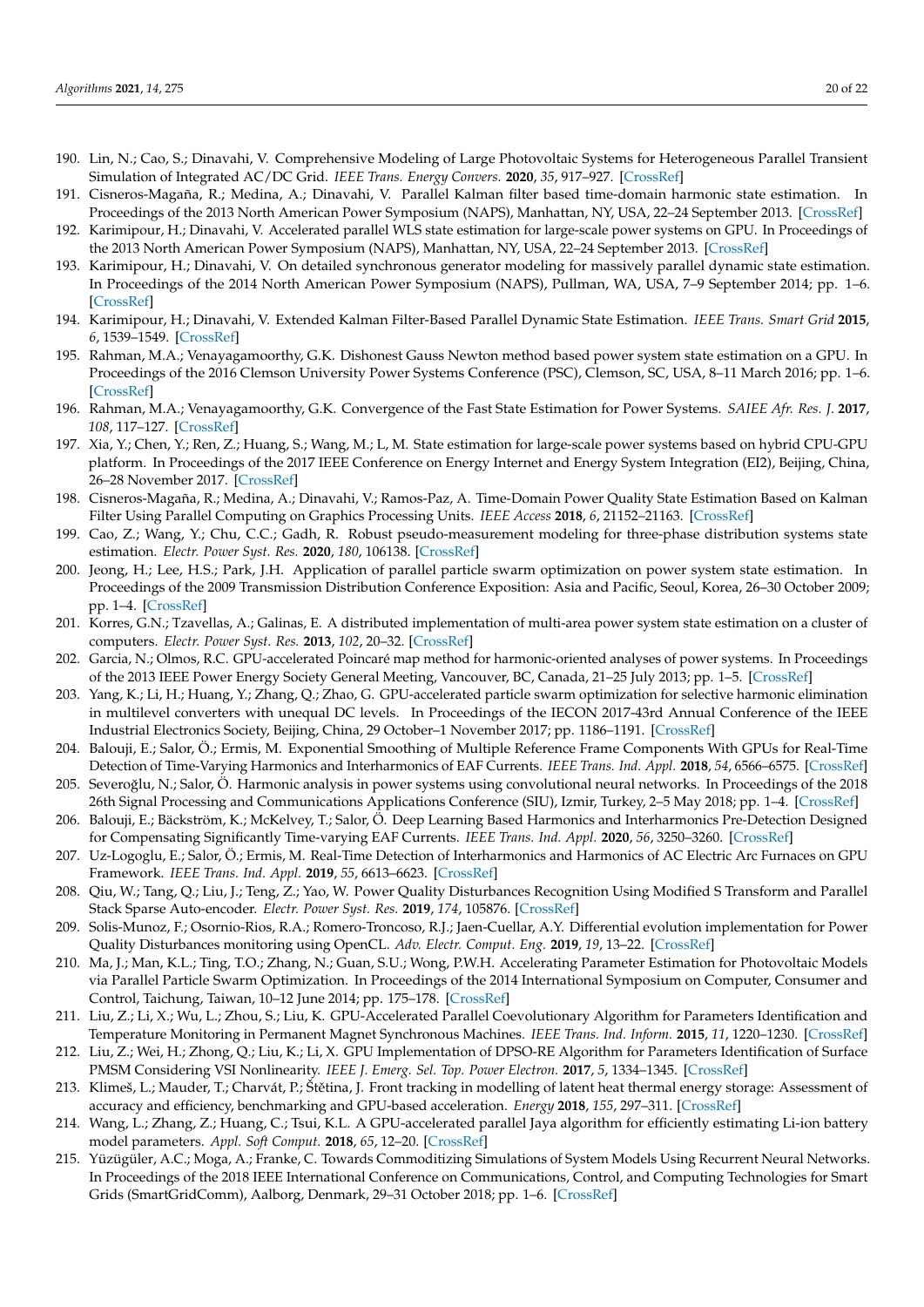190. Lin, N.; Cao, S.; Dinavahi, V. Comprehensive Modeling of Large Photovoltaic Systems for Heterogeneous Parallel Transient Simulation of Integrated AC/DC Grid. *IEEE Trans. Energy Convers.* **2020**, *35*, 917–927. [CrossRef]
191. Cisneros-Magaña, R.; Medina, A.; Dinavahi, V. Parallel Kalman filter based time-domain harmonic state estimation. In Proceedings of the 2013 North American Power Symposium (NAPS), Manhattan, NY, USA, 22–24 September 2013. [CrossRef]
192. Karimipour, H.; Dinavahi, V. Accelerated parallel WLS state estimation for large-scale power systems on GPU. In Proceedings of the 2013 North American Power Symposium (NAPS), Manhattan, NY, USA, 22–24 September 2013. [CrossRef]
193. Karimipour, H.; Dinavahi, V. On detailed synchronous generator modeling for massively parallel dynamic state estimation. In Proceedings of the 2014 North American Power Symposium (NAPS), Pullman, WA, USA, 7–9 September 2014; pp. 1–6. [CrossRef]
194. Karimipour, H.; Dinavahi, V. Extended Kalman Filter-Based Parallel Dynamic State Estimation. *IEEE Trans. Smart Grid* **2015**, *6*, 1539–1549. [CrossRef]
195. Rahman, M.A.; Venayagamoorthy, G.K. Dishonest Gauss Newton method based power system state estimation on a GPU. In Proceedings of the 2016 Clemson University Power Systems Conference (PSC), Clemson, SC, USA, 8–11 March 2016; pp. 1–6. [CrossRef]
196. Rahman, M.A.; Venayagamoorthy, G.K. Convergence of the Fast State Estimation for Power Systems. *SAIEE Afr. Res. J.* **2017**, *108*, 117–127. [CrossRef]
197. Xia, Y.; Chen, Y.; Ren, Z.; Huang, S.; Wang, M.; L, M. State estimation for large-scale power systems based on hybrid CPU-GPU platform. In Proceedings of the 2017 IEEE Conference on Energy Internet and Energy System Integration (EI2), Beijing, China, 26–28 November 2017. [CrossRef]
198. Cisneros-Magaña, R.; Medina, A.; Dinavahi, V.; Ramos-Paz, A. Time-Domain Power Quality State Estimation Based on Kalman Filter Using Parallel Computing on Graphics Processing Units. *IEEE Access* **2018**, *6*, 21152–21163. [CrossRef]
199. Cao, Z.; Wang, Y.; Chu, C.C.; Gadh, R. Robust pseudo-measurement modeling for three-phase distribution systems state estimation. *Electr. Power Syst. Res.* **2020**, *180*, 106138. [CrossRef]
200. Jeong, H.; Lee, H.S.; Park, J.H. Application of parallel particle swarm optimization on power system state estimation. In Proceedings of the 2009 Transmission Distribution Conference Exposition: Asia and Pacific, Seoul, Korea, 26–30 October 2009; pp. 1–4. [CrossRef]
201. Korres, G.N.; Tzavellas, A.; Galinas, E. A distributed implementation of multi-area power system state estimation on a cluster of computers. *Electr. Power Syst. Res.* **2013**, *102*, 20–32. [CrossRef]
202. Garcia, N.; Olmos, R.C. GPU-accelerated Poincaré map method for harmonic-oriented analyses of power systems. In Proceedings of the 2013 IEEE Power Energy Society General Meeting, Vancouver, BC, Canada, 21–25 July 2013; pp. 1–5. [CrossRef]
203. Yang, K.; Li, H.; Huang, Y.; Zhang, Q.; Zhao, G. GPU-accelerated particle swarm optimization for selective harmonic elimination in multilevel converters with unequal DC levels. In Proceedings of the IECON 2017-43rd Annual Conference of the IEEE Industrial Electronics Society, Beijing, China, 29 October–1 November 2017; pp. 1186–1191. [CrossRef]
204. Balouji, E.; Salor, Ö.; Ermis, M. Exponential Smoothing of Multiple Reference Frame Components With GPUs for Real-Time Detection of Time-Varying Harmonics and Interharmonics of EAF Currents. *IEEE Trans. Ind. Appl.* **2018**, *54*, 6566–6575. [CrossRef]
205. Severoğlu, N.; Salor, Ö. Harmonic analysis in power systems using convolutional neural networks. In Proceedings of the 2018 26th Signal Processing and Communications Applications Conference (SIU), Izmir, Turkey, 2–5 May 2018; pp. 1–4. [CrossRef]
206. Balouji, E.; Bäckström, K.; McKelvey, T.; Salor, Ö. Deep Learning Based Harmonics and Interharmonics Pre-Detection Designed for Compensating Significantly Time-varying EAF Currents. *IEEE Trans. Ind. Appl.* **2020**, *56*, 3250–3260. [CrossRef]
207. Uz-Logoglu, E.; Salor, Ö.; Ermis, M. Real-Time Detection of Interharmonics and Harmonics of AC Electric Arc Furnaces on GPU Framework. *IEEE Trans. Ind. Appl.* **2019**, *55*, 6613–6623. [CrossRef]
208. Qiu, W.; Tang, Q.; Liu, J.; Teng, Z.; Yao, W. Power Quality Disturbances Recognition Using Modified S Transform and Parallel Stack Sparse Auto-encoder. *Electr. Power Syst. Res.* **2019**, *174*, 105876. [CrossRef]
209. Solis-Munoz, F.; Osornio-Rios, R.A.; Romero-Troncoso, R.J.; Jaen-Cuellar, A.Y. Differential evolution implementation for Power Quality Disturbances monitoring using OpenCL. *Adv. Electr. Comput. Eng.* **2019**, *19*, 13–22. [CrossRef]
210. Ma, J.; Man, K.L.; Ting, T.O.; Zhang, N.; Guan, S.U.; Wong, P.W.H. Accelerating Parameter Estimation for Photovoltaic Models via Parallel Particle Swarm Optimization. In Proceedings of the 2014 International Symposium on Computer, Consumer and Control, Taichung, Taiwan, 10–12 June 2014; pp. 175–178. [CrossRef]
211. Liu, Z.; Li, X.; Wu, L.; Zhou, S.; Liu, K. GPU-Accelerated Parallel Coevolutionary Algorithm for Parameters Identification and Temperature Monitoring in Permanent Magnet Synchronous Machines. *IEEE Trans. Ind. Inform.* **2015**, *11*, 1220–1230. [CrossRef]
212. Liu, Z.; Wei, H.; Zhong, Q.; Liu, K.; Li, X. GPU Implementation of DPSO-RE Algorithm for Parameters Identification of Surface PMSM Considering VSI Nonlinearity. *IEEE J. Emerg. Sel. Top. Power Electron.* **2017**, *5*, 1334–1345. [CrossRef]
213. Klimeš, L.; Mauder, T.; Charvát, P.; Štětina, J. Front tracking in modelling of latent heat thermal energy storage: Assessment of accuracy and efficiency, benchmarking and GPU-based acceleration. *Energy* **2018**, *155*, 297–311. [CrossRef]
214. Wang, L.; Zhang, Z.; Huang, C.; Tsui, K.L. A GPU-accelerated parallel Jaya algorithm for efficiently estimating Li-ion battery model parameters. *Appl. Soft Comput.* **2018**, *65*, 12–20. [CrossRef]
215. Yüzügüler, A.C.; Moga, A.; Franke, C. Towards Commoditizing Simulations of System Models Using Recurrent Neural Networks. In Proceedings of the 2018 IEEE International Conference on Communications, Control, and Computing Technologies for Smart Grids (SmartGridComm), Aalborg, Denmark, 29–31 October 2018; pp. 1–6. [CrossRef]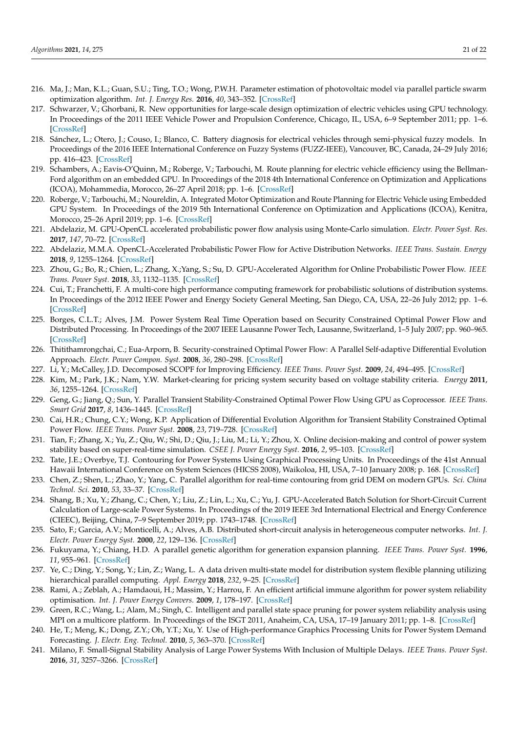216. Ma, J.; Man, K.L.; Guan, S.U.; Ting, T.O.; Wong, P.W.H. Parameter estimation of photovoltaic model via parallel particle swarm optimization algorithm. *Int. J. Energy Res.* **2016**, *40*, 343–352. [CrossRef]
217. Schwarzer, V.; Ghorbani, R. New opportunities for large-scale design optimization of electric vehicles using GPU technology. In Proceedings of the 2011 IEEE Vehicle Power and Propulsion Conference, Chicago, IL, USA, 6–9 September 2011; pp. 1–6. [CrossRef]
218. Sánchez, L.; Otero, J.; Couso, I.; Blanco, C. Battery diagnosis for electrical vehicles through semi-physical fuzzy models. In Proceedings of the 2016 IEEE International Conference on Fuzzy Systems (FUZZ-IEEE), Vancouver, BC, Canada, 24–29 July 2016; pp. 416–423. [CrossRef]
219. Schambers, A.; Eavis-O'Quinn, M.; Roberge, V.; Tarbouchi, M. Route planning for electric vehicle efficiency using the Bellman-Ford algorithm on an embedded GPU. In Proceedings of the 2018 4th International Conference on Optimization and Applications (ICOA), Mohammedia, Morocco, 26–27 April 2018; pp. 1–6. [CrossRef]
220. Roberge, V.; Tarbouchi, M.; Noureldin, A. Integrated Motor Optimization and Route Planning for Electric Vehicle using Embedded GPU System. In Proceedings of the 2019 5th International Conference on Optimization and Applications (ICOA), Kenitra, Morocco, 25–26 April 2019; pp. 1–6. [CrossRef]
221. Abdelaziz, M. GPU-OpenCL accelerated probabilistic power flow analysis using Monte-Carlo simulation. *Electr. Power Syst. Res.* **2017**, *147*, 70–72. [CrossRef]
222. Abdelaziz, M.M.A. OpenCL-Accelerated Probabilistic Power Flow for Active Distribution Networks. *IEEE Trans. Sustain. Energy* **2018**, *9*, 1255–1264. [CrossRef]
223. Zhou, G.; Bo, R.; Chien, L.; Zhang, X.;Yang, S.; Su, D. GPU-Accelerated Algorithm for Online Probabilistic Power Flow. *IEEE Trans. Power Syst.* **2018**, *33*, 1132–1135. [CrossRef]
224. Cui, T.; Franchetti, F. A multi-core high performance computing framework for probabilistic solutions of distribution systems. In Proceedings of the 2012 IEEE Power and Energy Society General Meeting, San Diego, CA, USA, 22–26 July 2012; pp. 1–6. [CrossRef]
225. Borges, C.L.T.; Alves, J.M. Power System Real Time Operation based on Security Constrained Optimal Power Flow and Distributed Processing. In Proceedings of the 2007 IEEE Lausanne Power Tech, Lausanne, Switzerland, 1–5 July 2007; pp. 960–965. [CrossRef]
226. Thitithamrongchai, C.; Eua-Arporn, B. Security-constrained Optimal Power Flow: A Parallel Self-adaptive Differential Evolution Approach. *Electr. Power Compon. Syst.* **2008**, *36*, 280–298. [CrossRef]
227. Li, Y.; McCalley, J.D. Decomposed SCOPF for Improving Efficiency. *IEEE Trans. Power Syst.* **2009**, *24*, 494–495. [CrossRef]
228. Kim, M.; Park, J.K.; Nam, Y.W. Market-clearing for pricing system security based on voltage stability criteria. *Energy* **2011**, *36*, 1255–1264. [CrossRef]
229. Geng, G.; Jiang, Q.; Sun, Y. Parallel Transient Stability-Constrained Optimal Power Flow Using GPU as Coprocessor. *IEEE Trans. Smart Grid* **2017**, *8*, 1436–1445. [CrossRef]
230. Cai, H.R.; Chung, C.Y.; Wong, K.P. Application of Differential Evolution Algorithm for Transient Stability Constrained Optimal Power Flow. *IEEE Trans. Power Syst.* **2008**, *23*, 719–728. [CrossRef]
231. Tian, F.; Zhang, X.; Yu, Z.; Qiu, W.; Shi, D.; Qiu, J.; Liu, M.; Li, Y.; Zhou, X. Online decision-making and control of power system stability based on super-real-time simulation. *CSEE J. Power Energy Syst.* **2016**, *2*, 95–103. [CrossRef]
232. Tate, J.E.; Overbye, T.J. Contouring for Power Systems Using Graphical Processing Units. In Proceedings of the 41st Annual Hawaii International Conference on System Sciences (HICSS 2008), Waikoloa, HI, USA, 7–10 January 2008; p. 168. [CrossRef]
233. Chen, Z.; Shen, L.; Zhao, Y.; Yang, C. Parallel algorithm for real-time contouring from grid DEM on modern GPUs. *Sci. China Technol. Sci.* **2010**, *53*, 33–37. [CrossRef]
234. Shang, B.; Xu, Y.; Zhang, C.; Chen, Y.; Liu, Z.; Lin, L.; Xu, C.; Yu, J. GPU-Accelerated Batch Solution for Short-Circuit Current Calculation of Large-scale Power Systems. In Proceedings of the 2019 IEEE 3rd International Electrical and Energy Conference (CIEEC), Beijing, China, 7–9 September 2019; pp. 1743–1748. [CrossRef]
235. Sato, F.; Garcia, A.V.; Monticelli, A.; Alves, A.B. Distributed short-circuit analysis in heterogeneous computer networks. *Int. J. Electr. Power Energy Syst.* **2000**, *22*, 129–136. [CrossRef]
236. Fukuyama, Y.; Chiang, H.D. A parallel genetic algorithm for generation expansion planning. *IEEE Trans. Power Syst.* **1996**, *11*, 955–961. [CrossRef]
237. Ye, C.; Ding, Y.; Song, Y.; Lin, Z.; Wang, L. A data driven multi-state model for distribution system flexible planning utilizing hierarchical parallel computing. *Appl. Energy* **2018**, *232*, 9–25. [CrossRef]
238. Rami, A.; Zeblah, A.; Hamdaoui, H.; Massim, Y.; Harrou, F. An efficient artificial immune algorithm for power system reliability optimisation. *Int. J. Power Energy Convers.* **2009**, *1*, 178–197. [CrossRef]
239. Green, R.C.; Wang, L.; Alam, M.; Singh, C. Intelligent and parallel state space pruning for power system reliability analysis using MPI on a multicore platform. In Proceedings of the ISGT 2011, Anaheim, CA, USA, 17–19 January 2011; pp. 1–8. [CrossRef]
240. He, T.; Meng, K.; Dong, Z.Y.; Oh, Y.T.; Xu, Y. Use of High-performance Graphics Processing Units for Power System Demand Forecasting. *J. Electr. Eng. Technol.* **2010**, *5*, 363–370. [CrossRef]
241. Milano, F. Small-Signal Stability Analysis of Large Power Systems With Inclusion of Multiple Delays. *IEEE Trans. Power Syst.* **2016**, *31*, 3257–3266. [CrossRef]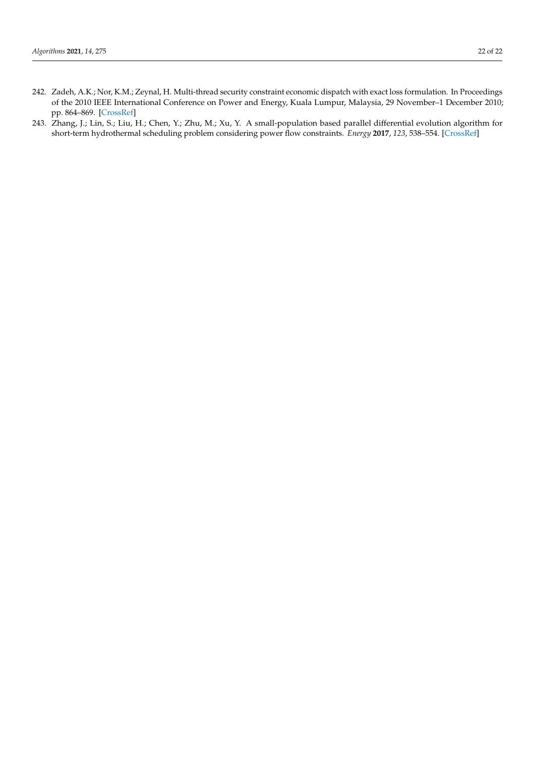242. Zadeh, A.K.; Nor, K.M.; Zeynal, H. Multi-thread security constraint economic dispatch with exact loss formulation. In Proceedings of the 2010 IEEE International Conference on Power and Energy, Kuala Lumpur, Malaysia, 29 November–1 December 2010; pp. 864–869. [CrossRef]
243. Zhang, J.; Lin, S.; Liu, H.; Chen, Y.; Zhu, M.; Xu, Y. A small-population based parallel differential evolution algorithm for short-term hydrothermal scheduling problem considering power flow constraints. *Energy* **2017**, *123*, 538–554. [CrossRef]